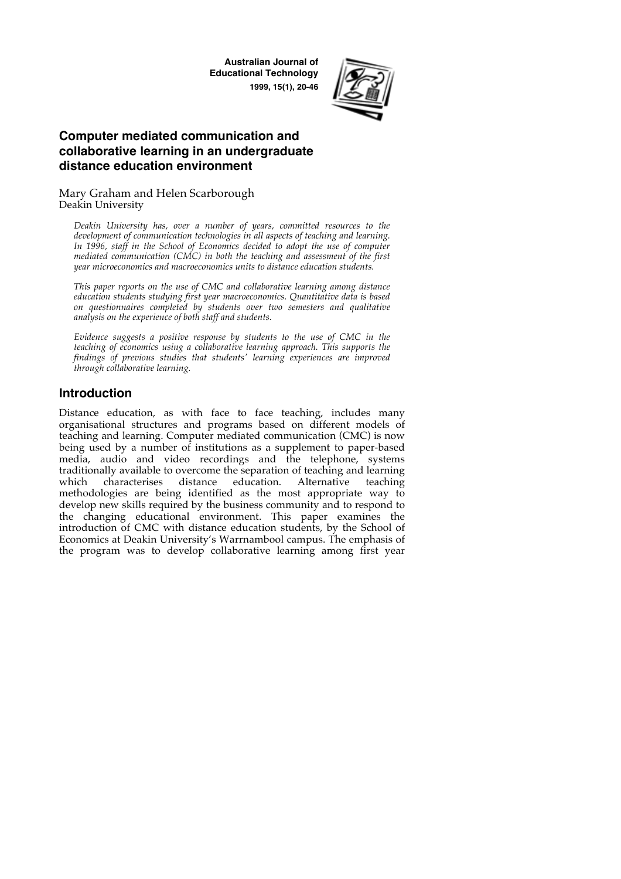**Australian Journal of Educational Technology**
**1999, 15(1), 20-46**

# Computer mediated communication and collaborative learning in an undergraduate distance education environment

Mary Graham and Helen Scarborough
Deakin University

*Deakin University has, over a number of years, committed resources to the development of communication technologies in all aspects of teaching and learning. In 1996, staff in the School of Economics decided to adopt the use of computer mediated communication (CMC) in both the teaching and assessment of the first year microeconomics and macroeconomics units to distance education students.*

*This paper reports on the use of CMC and collaborative learning among distance education students studying first year macroeconomics. Quantitative data is based on questionnaires completed by students over two semesters and qualitative analysis on the experience of both staff and students.*

*Evidence suggests a positive response by students to the use of CMC in the teaching of economics using a collaborative learning approach. This supports the findings of previous studies that students' learning experiences are improved through collaborative learning.*

## Introduction

Distance education, as with face to face teaching, includes many organisational structures and programs based on different models of teaching and learning. Computer mediated communication (CMC) is now being used by a number of institutions as a supplement to paper-based media, audio and video recordings and the telephone, systems traditionally available to overcome the separation of teaching and learning which characterises distance education. Alternative teaching methodologies are being identified as the most appropriate way to develop new skills required by the business community and to respond to the changing educational environment. This paper examines the introduction of CMC with distance education students, by the School of Economics at Deakin University's Warrnambool campus. The emphasis of the program was to develop collaborative learning among first year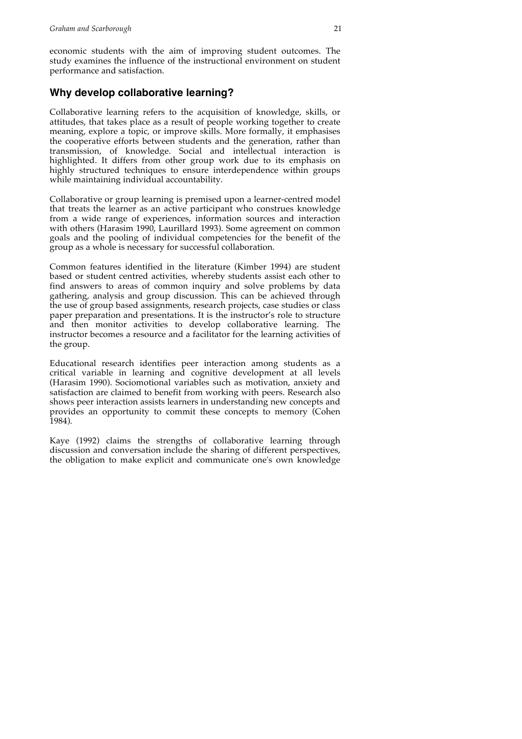economic students with the aim of improving student outcomes. The study examines the influence of the instructional environment on student performance and satisfaction.

## Why develop collaborative learning?

Collaborative learning refers to the acquisition of knowledge, skills, or attitudes, that takes place as a result of people working together to create meaning, explore a topic, or improve skills. More formally, it emphasises the cooperative efforts between students and the generation, rather than transmission, of knowledge. Social and intellectual interaction is highlighted. It differs from other group work due to its emphasis on highly structured techniques to ensure interdependence within groups while maintaining individual accountability.

Collaborative or group learning is premised upon a learner-centred model that treats the learner as an active participant who construes knowledge from a wide range of experiences, information sources and interaction with others (Harasim 1990, Laurillard 1993). Some agreement on common goals and the pooling of individual competencies for the benefit of the group as a whole is necessary for successful collaboration.

Common features identified in the literature (Kimber 1994) are student based or student centred activities, whereby students assist each other to find answers to areas of common inquiry and solve problems by data gathering, analysis and group discussion. This can be achieved through the use of group based assignments, research projects, case studies or class paper preparation and presentations. It is the instructor's role to structure and then monitor activities to develop collaborative learning. The instructor becomes a resource and a facilitator for the learning activities of the group.

Educational research identifies peer interaction among students as a critical variable in learning and cognitive development at all levels (Harasim 1990). Sociomotional variables such as motivation, anxiety and satisfaction are claimed to benefit from working with peers. Research also shows peer interaction assists learners in understanding new concepts and provides an opportunity to commit these concepts to memory (Cohen 1984).

Kaye (1992) claims the strengths of collaborative learning through discussion and conversation include the sharing of different perspectives, the obligation to make explicit and communicate one's own knowledge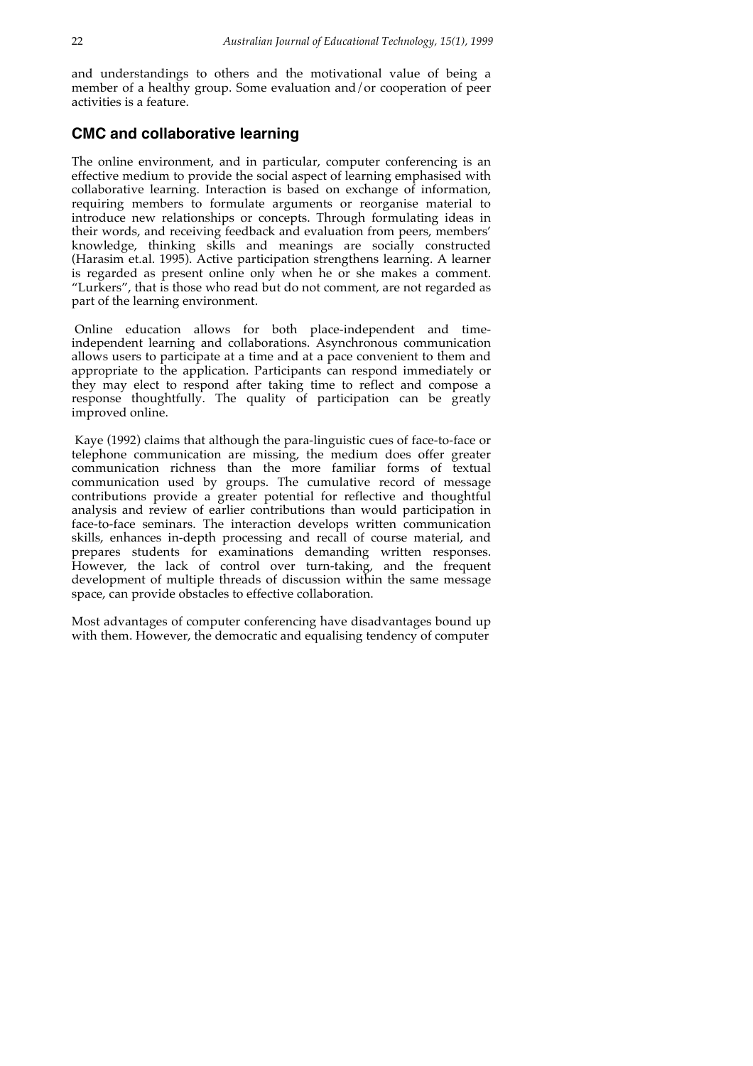and understandings to others and the motivational value of being a member of a healthy group. Some evaluation and/or cooperation of peer activities is a feature.

## CMC and collaborative learning

The online environment, and in particular, computer conferencing is an effective medium to provide the social aspect of learning emphasised with collaborative learning. Interaction is based on exchange of information, requiring members to formulate arguments or reorganise material to introduce new relationships or concepts. Through formulating ideas in their words, and receiving feedback and evaluation from peers, members' knowledge, thinking skills and meanings are socially constructed (Harasim et.al. 1995). Active participation strengthens learning. A learner is regarded as present online only when he or she makes a comment. "Lurkers", that is those who read but do not comment, are not regarded as part of the learning environment.

Online education allows for both place-independent and time-independent learning and collaborations. Asynchronous communication allows users to participate at a time and at a pace convenient to them and appropriate to the application. Participants can respond immediately or they may elect to respond after taking time to reflect and compose a response thoughtfully. The quality of participation can be greatly improved online.

Kaye (1992) claims that although the para-linguistic cues of face-to-face or telephone communication are missing, the medium does offer greater communication richness than the more familiar forms of textual communication used by groups. The cumulative record of message contributions provide a greater potential for reflective and thoughtful analysis and review of earlier contributions than would participation in face-to-face seminars. The interaction develops written communication skills, enhances in-depth processing and recall of course material, and prepares students for examinations demanding written responses. However, the lack of control over turn-taking, and the frequent development of multiple threads of discussion within the same message space, can provide obstacles to effective collaboration.

Most advantages of computer conferencing have disadvantages bound up with them. However, the democratic and equalising tendency of computer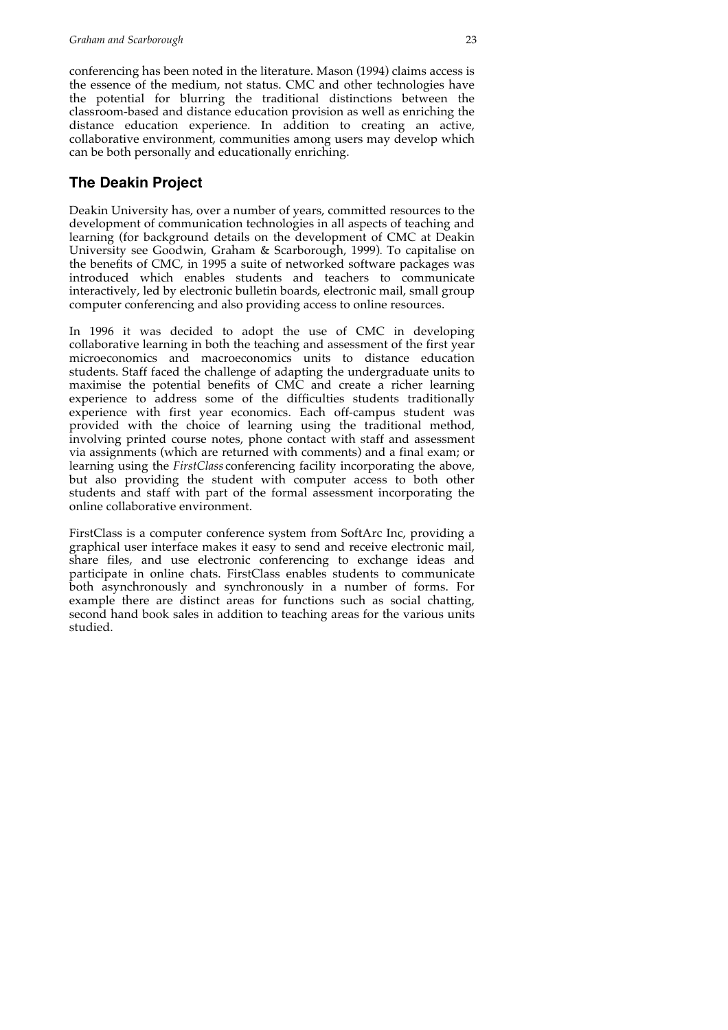conferencing has been noted in the literature. Mason (1994) claims access is the essence of the medium, not status. CMC and other technologies have the potential for blurring the traditional distinctions between the classroom-based and distance education provision as well as enriching the distance education experience. In addition to creating an active, collaborative environment, communities among users may develop which can be both personally and educationally enriching.

## The Deakin Project

Deakin University has, over a number of years, committed resources to the development of communication technologies in all aspects of teaching and learning (for background details on the development of CMC at Deakin University see Goodwin, Graham & Scarborough, 1999). To capitalise on the benefits of CMC, in 1995 a suite of networked software packages was introduced which enables students and teachers to communicate interactively, led by electronic bulletin boards, electronic mail, small group computer conferencing and also providing access to online resources.

In 1996 it was decided to adopt the use of CMC in developing collaborative learning in both the teaching and assessment of the first year microeconomics and macroeconomics units to distance education students. Staff faced the challenge of adapting the undergraduate units to maximise the potential benefits of CMC and create a richer learning experience to address some of the difficulties students traditionally experience with first year economics. Each off-campus student was provided with the choice of learning using the traditional method, involving printed course notes, phone contact with staff and assessment via assignments (which are returned with comments) and a final exam; or learning using the *FirstClass* conferencing facility incorporating the above, but also providing the student with computer access to both other students and staff with part of the formal assessment incorporating the online collaborative environment.

FirstClass is a computer conference system from SoftArc Inc, providing a graphical user interface makes it easy to send and receive electronic mail, share files, and use electronic conferencing to exchange ideas and participate in online chats. FirstClass enables students to communicate both asynchronously and synchronously in a number of forms. For example there are distinct areas for functions such as social chatting, second hand book sales in addition to teaching areas for the various units studied.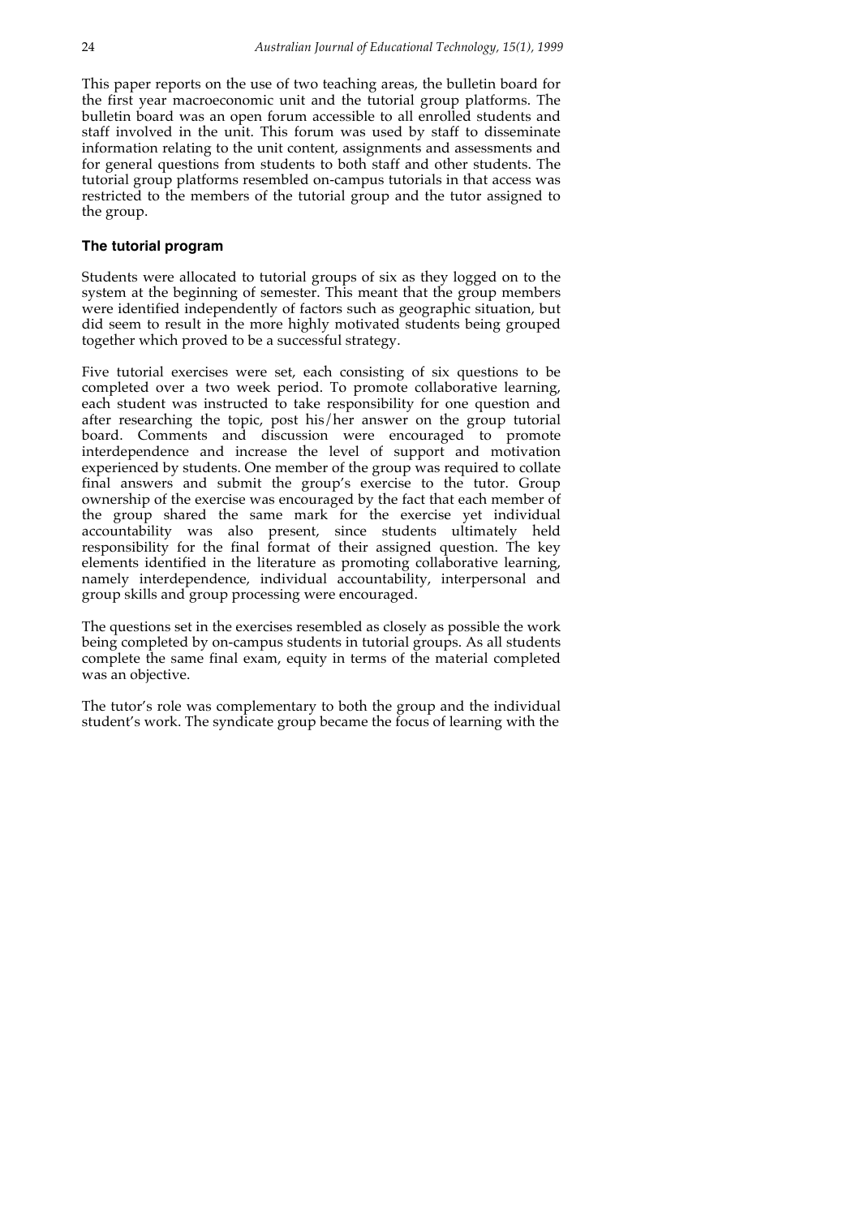This paper reports on the use of two teaching areas, the bulletin board for the first year macroeconomic unit and the tutorial group platforms. The bulletin board was an open forum accessible to all enrolled students and staff involved in the unit. This forum was used by staff to disseminate information relating to the unit content, assignments and assessments and for general questions from students to both staff and other students. The tutorial group platforms resembled on-campus tutorials in that access was restricted to the members of the tutorial group and the tutor assigned to the group.

### The tutorial program

Students were allocated to tutorial groups of six as they logged on to the system at the beginning of semester. This meant that the group members were identified independently of factors such as geographic situation, but did seem to result in the more highly motivated students being grouped together which proved to be a successful strategy.

Five tutorial exercises were set, each consisting of six questions to be completed over a two week period. To promote collaborative learning, each student was instructed to take responsibility for one question and after researching the topic, post his/her answer on the group tutorial board. Comments and discussion were encouraged to promote interdependence and increase the level of support and motivation experienced by students. One member of the group was required to collate final answers and submit the group's exercise to the tutor. Group ownership of the exercise was encouraged by the fact that each member of the group shared the same mark for the exercise yet individual accountability was also present, since students ultimately held responsibility for the final format of their assigned question. The key elements identified in the literature as promoting collaborative learning, namely interdependence, individual accountability, interpersonal and group skills and group processing were encouraged.

The questions set in the exercises resembled as closely as possible the work being completed by on-campus students in tutorial groups. As all students complete the same final exam, equity in terms of the material completed was an objective.

The tutor's role was complementary to both the group and the individual student's work. The syndicate group became the focus of learning with the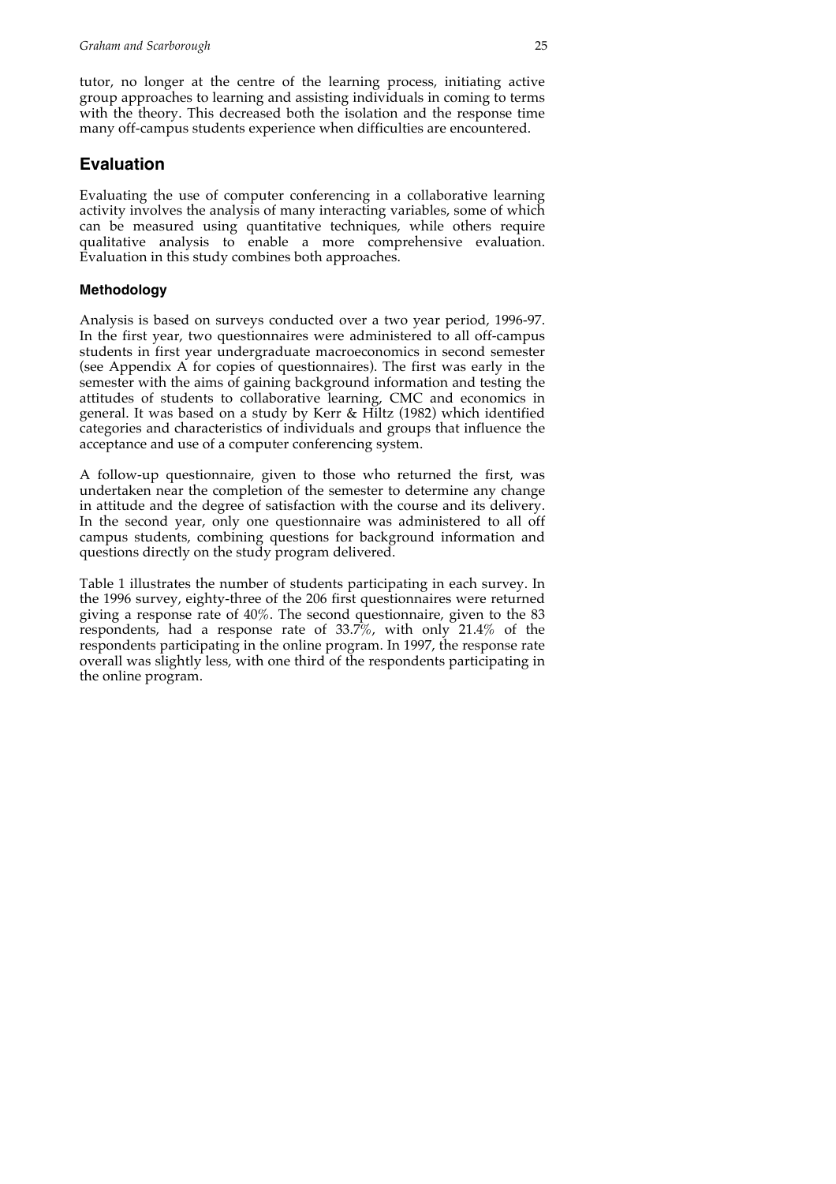tutor, no longer at the centre of the learning process, initiating active group approaches to learning and assisting individuals in coming to terms with the theory. This decreased both the isolation and the response time many off-campus students experience when difficulties are encountered.

## Evaluation

Evaluating the use of computer conferencing in a collaborative learning activity involves the analysis of many interacting variables, some of which can be measured using quantitative techniques, while others require qualitative analysis to enable a more comprehensive evaluation. Evaluation in this study combines both approaches.

### Methodology

Analysis is based on surveys conducted over a two year period, 1996-97. In the first year, two questionnaires were administered to all off-campus students in first year undergraduate macroeconomics in second semester (see Appendix A for copies of questionnaires). The first was early in the semester with the aims of gaining background information and testing the attitudes of students to collaborative learning, CMC and economics in general. It was based on a study by Kerr & Hiltz (1982) which identified categories and characteristics of individuals and groups that influence the acceptance and use of a computer conferencing system.

A follow-up questionnaire, given to those who returned the first, was undertaken near the completion of the semester to determine any change in attitude and the degree of satisfaction with the course and its delivery. In the second year, only one questionnaire was administered to all off campus students, combining questions for background information and questions directly on the study program delivered.

Table 1 illustrates the number of students participating in each survey. In the 1996 survey, eighty-three of the 206 first questionnaires were returned giving a response rate of 40%. The second questionnaire, given to the 83 respondents, had a response rate of 33.7%, with only 21.4% of the respondents participating in the online program. In 1997, the response rate overall was slightly less, with one third of the respondents participating in the online program.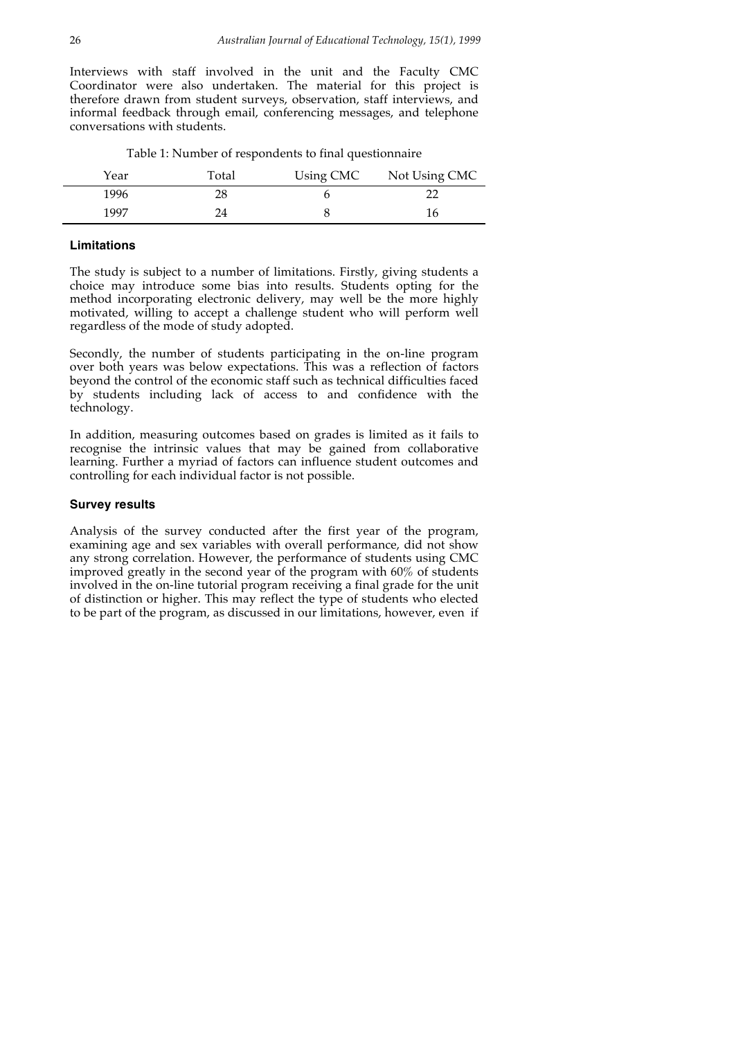Interviews with staff involved in the unit and the Faculty CMC Coordinator were also undertaken. The material for this project is therefore drawn from student surveys, observation, staff interviews, and informal feedback through email, conferencing messages, and telephone conversations with students.

Table 1: Number of respondents to final questionnaire

| Year | Total | Using CMC | Not Using CMC |
|---|---|---|---|
| 1996 | 28 | 6 | 22 |
| 1997 | 24 | 8 | 16 |

### Limitations

The study is subject to a number of limitations. Firstly, giving students a choice may introduce some bias into results. Students opting for the method incorporating electronic delivery, may well be the more highly motivated, willing to accept a challenge student who will perform well regardless of the mode of study adopted.

Secondly, the number of students participating in the on-line program over both years was below expectations. This was a reflection of factors beyond the control of the economic staff such as technical difficulties faced by students including lack of access to and confidence with the technology.

In addition, measuring outcomes based on grades is limited as it fails to recognise the intrinsic values that may be gained from collaborative learning. Further a myriad of factors can influence student outcomes and controlling for each individual factor is not possible.

### Survey results

Analysis of the survey conducted after the first year of the program, examining age and sex variables with overall performance, did not show any strong correlation. However, the performance of students using CMC improved greatly in the second year of the program with 60% of students involved in the on-line tutorial program receiving a final grade for the unit of distinction or higher. This may reflect the type of students who elected to be part of the program, as discussed in our limitations, however, even if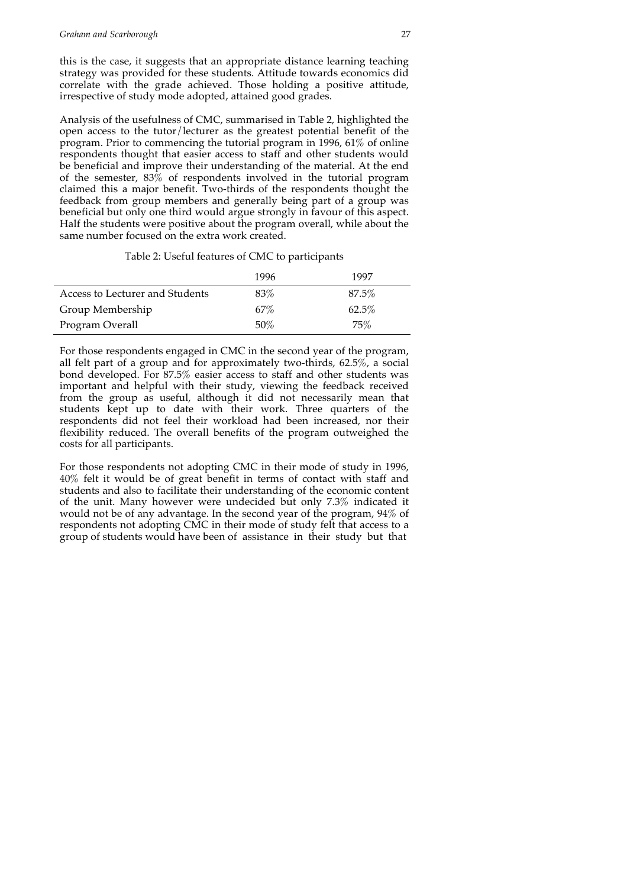this is the case, it suggests that an appropriate distance learning teaching strategy was provided for these students. Attitude towards economics did correlate with the grade achieved. Those holding a positive attitude, irrespective of study mode adopted, attained good grades.

Analysis of the usefulness of CMC, summarised in Table 2, highlighted the open access to the tutor/lecturer as the greatest potential benefit of the program. Prior to commencing the tutorial program in 1996, 61% of online respondents thought that easier access to staff and other students would be beneficial and improve their understanding of the material. At the end of the semester, 83% of respondents involved in the tutorial program claimed this a major benefit. Two-thirds of the respondents thought the feedback from group members and generally being part of a group was beneficial but only one third would argue strongly in favour of this aspect. Half the students were positive about the program overall, while about the same number focused on the extra work created.

Table 2: Useful features of CMC to participants

| | 1996 | 1997 |
|---|---|---|
| Access to Lecturer and Students | 83% | 87.5% |
| Group Membership | 67% | 62.5% |
| Program Overall | 50% | 75% |

For those respondents engaged in CMC in the second year of the program, all felt part of a group and for approximately two-thirds, 62.5%, a social bond developed. For 87.5% easier access to staff and other students was important and helpful with their study, viewing the feedback received from the group as useful, although it did not necessarily mean that students kept up to date with their work. Three quarters of the respondents did not feel their workload had been increased, nor their flexibility reduced. The overall benefits of the program outweighed the costs for all participants.

For those respondents not adopting CMC in their mode of study in 1996, 40% felt it would be of great benefit in terms of contact with staff and students and also to facilitate their understanding of the economic content of the unit. Many however were undecided but only 7.3% indicated it would not be of any advantage. In the second year of the program, 94% of respondents not adopting CMC in their mode of study felt that access to a group of students would have been of assistance in their study but that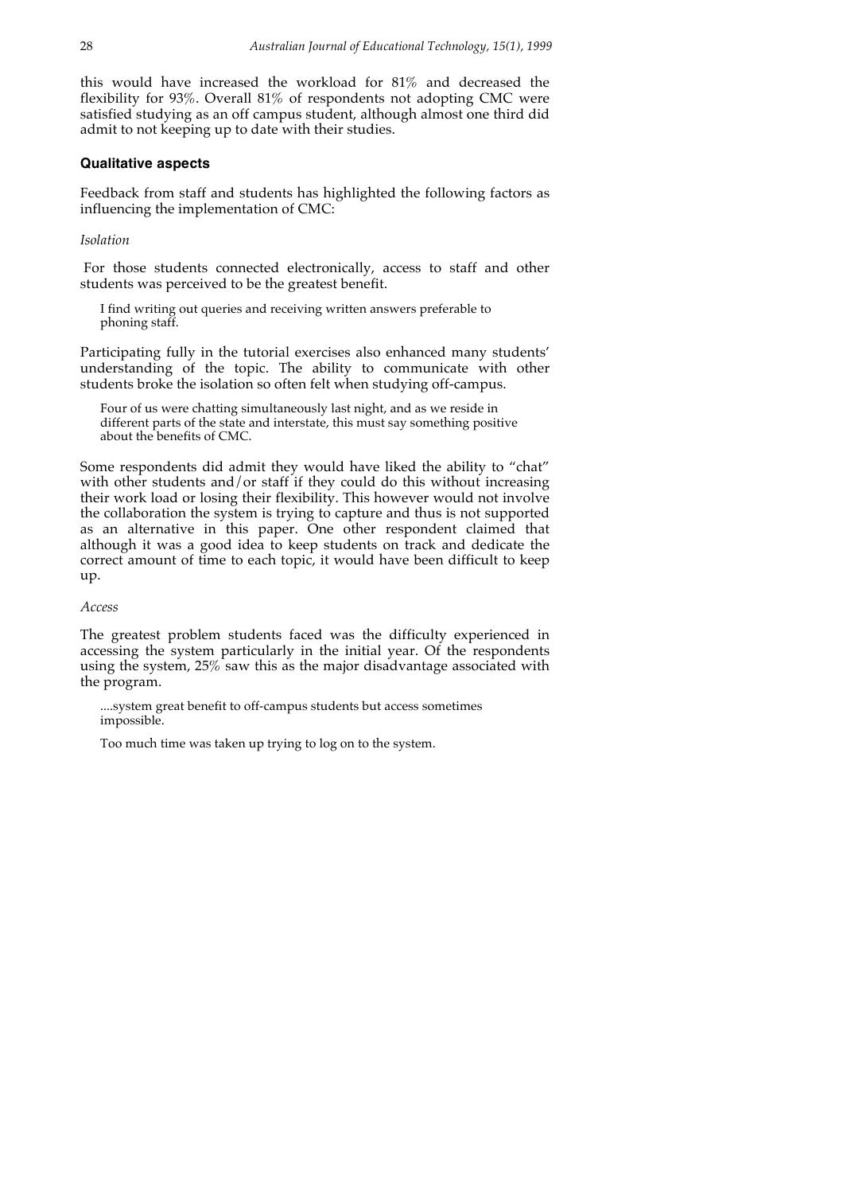this would have increased the workload for 81% and decreased the flexibility for 93%. Overall 81% of respondents not adopting CMC were satisfied studying as an off campus student, although almost one third did admit to not keeping up to date with their studies.

### Qualitative aspects

Feedback from staff and students has highlighted the following factors as influencing the implementation of CMC:

*Isolation*

For those students connected electronically, access to staff and other students was perceived to be the greatest benefit.

> I find writing out queries and receiving written answers preferable to phoning staff.

Participating fully in the tutorial exercises also enhanced many students' understanding of the topic. The ability to communicate with other students broke the isolation so often felt when studying off-campus.

> Four of us were chatting simultaneously last night, and as we reside in different parts of the state and interstate, this must say something positive about the benefits of CMC.

Some respondents did admit they would have liked the ability to "chat" with other students and/or staff if they could do this without increasing their work load or losing their flexibility. This however would not involve the collaboration the system is trying to capture and thus is not supported as an alternative in this paper. One other respondent claimed that although it was a good idea to keep students on track and dedicate the correct amount of time to each topic, it would have been difficult to keep up.

*Access*

The greatest problem students faced was the difficulty experienced in accessing the system particularly in the initial year. Of the respondents using the system, 25% saw this as the major disadvantage associated with the program.

> ....system great benefit to off-campus students but access sometimes impossible.
>
> Too much time was taken up trying to log on to the system.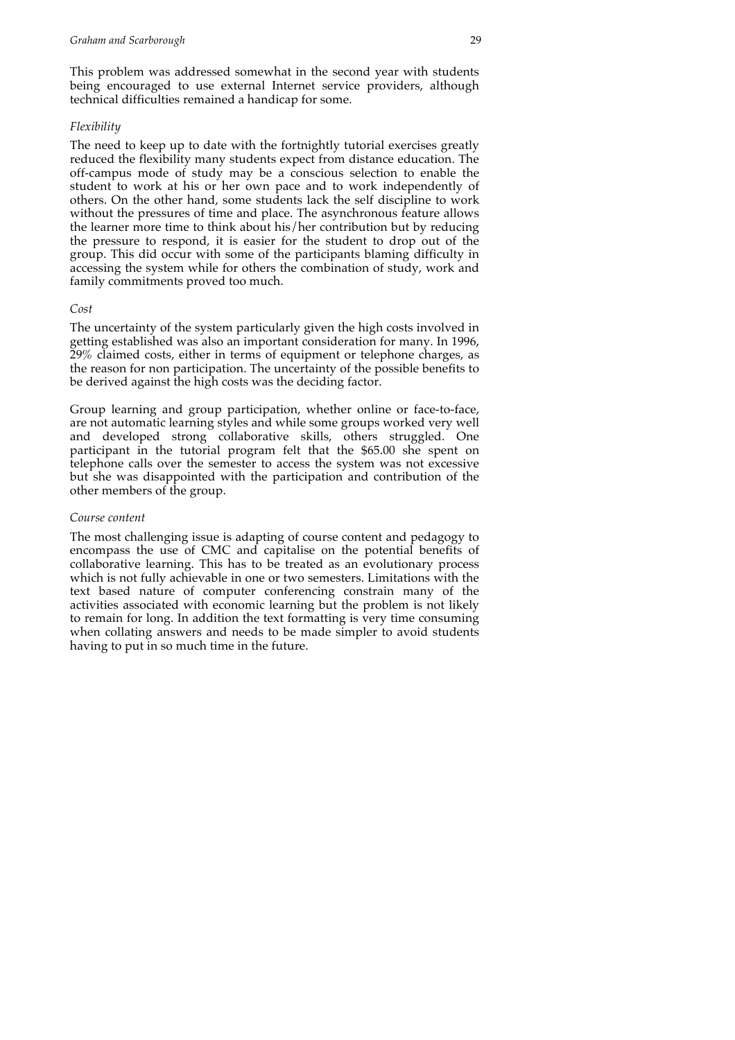This problem was addressed somewhat in the second year with students being encouraged to use external Internet service providers, although technical difficulties remained a handicap for some.

*Flexibility*

The need to keep up to date with the fortnightly tutorial exercises greatly reduced the flexibility many students expect from distance education. The off-campus mode of study may be a conscious selection to enable the student to work at his or her own pace and to work independently of others. On the other hand, some students lack the self discipline to work without the pressures of time and place. The asynchronous feature allows the learner more time to think about his/her contribution but by reducing the pressure to respond, it is easier for the student to drop out of the group. This did occur with some of the participants blaming difficulty in accessing the system while for others the combination of study, work and family commitments proved too much.

*Cost*

The uncertainty of the system particularly given the high costs involved in getting established was also an important consideration for many. In 1996, 29% claimed costs, either in terms of equipment or telephone charges, as the reason for non participation. The uncertainty of the possible benefits to be derived against the high costs was the deciding factor.

Group learning and group participation, whether online or face-to-face, are not automatic learning styles and while some groups worked very well and developed strong collaborative skills, others struggled. One participant in the tutorial program felt that the $65.00 she spent on telephone calls over the semester to access the system was not excessive but she was disappointed with the participation and contribution of the other members of the group.

*Course content*

The most challenging issue is adapting of course content and pedagogy to encompass the use of CMC and capitalise on the potential benefits of collaborative learning. This has to be treated as an evolutionary process which is not fully achievable in one or two semesters. Limitations with the text based nature of computer conferencing constrain many of the activities associated with economic learning but the problem is not likely to remain for long. In addition the text formatting is very time consuming when collating answers and needs to be made simpler to avoid students having to put in so much time in the future.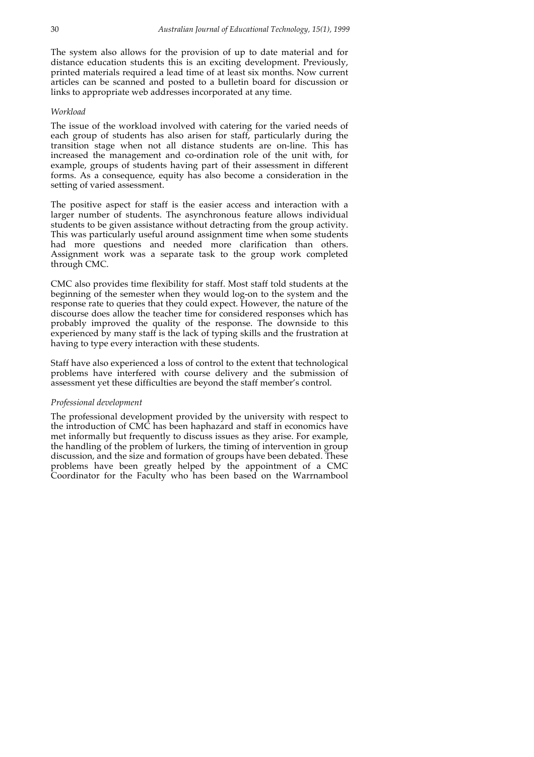The system also allows for the provision of up to date material and for distance education students this is an exciting development. Previously, printed materials required a lead time of at least six months. Now current articles can be scanned and posted to a bulletin board for discussion or links to appropriate web addresses incorporated at any time.

*Workload*

The issue of the workload involved with catering for the varied needs of each group of students has also arisen for staff, particularly during the transition stage when not all distance students are on-line. This has increased the management and co-ordination role of the unit with, for example, groups of students having part of their assessment in different forms. As a consequence, equity has also become a consideration in the setting of varied assessment.

The positive aspect for staff is the easier access and interaction with a larger number of students. The asynchronous feature allows individual students to be given assistance without detracting from the group activity. This was particularly useful around assignment time when some students had more questions and needed more clarification than others. Assignment work was a separate task to the group work completed through CMC.

CMC also provides time flexibility for staff. Most staff told students at the beginning of the semester when they would log-on to the system and the response rate to queries that they could expect. However, the nature of the discourse does allow the teacher time for considered responses which has probably improved the quality of the response. The downside to this experienced by many staff is the lack of typing skills and the frustration at having to type every interaction with these students.

Staff have also experienced a loss of control to the extent that technological problems have interfered with course delivery and the submission of assessment yet these difficulties are beyond the staff member's control.

*Professional development*

The professional development provided by the university with respect to the introduction of CMC has been haphazard and staff in economics have met informally but frequently to discuss issues as they arise. For example, the handling of the problem of lurkers, the timing of intervention in group discussion, and the size and formation of groups have been debated. These problems have been greatly helped by the appointment of a CMC Coordinator for the Faculty who has been based on the Warrnambool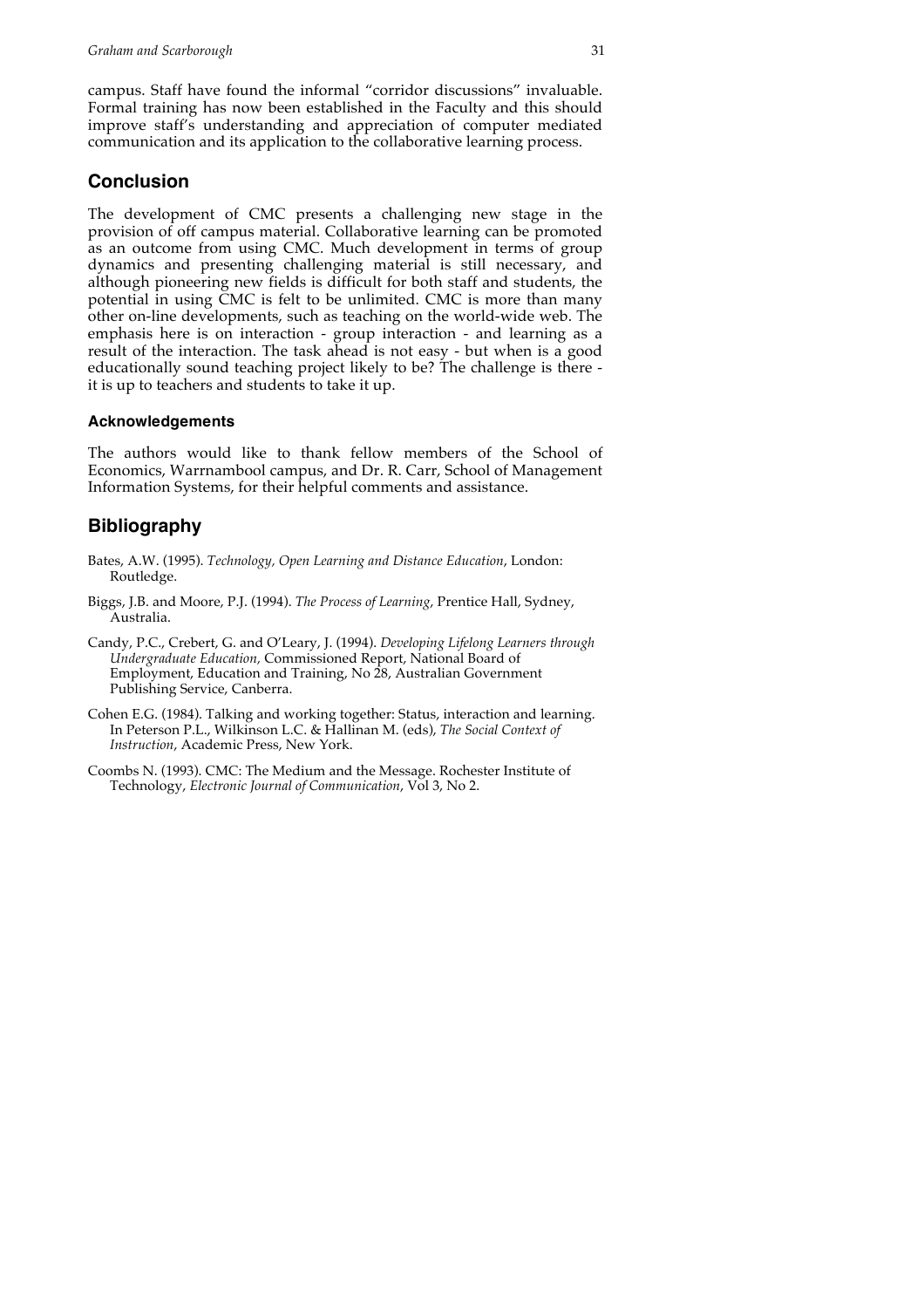campus. Staff have found the informal "corridor discussions" invaluable. Formal training has now been established in the Faculty and this should improve staff's understanding and appreciation of computer mediated communication and its application to the collaborative learning process.

## Conclusion

The development of CMC presents a challenging new stage in the provision of off campus material. Collaborative learning can be promoted as an outcome from using CMC. Much development in terms of group dynamics and presenting challenging material is still necessary, and although pioneering new fields is difficult for both staff and students, the potential in using CMC is felt to be unlimited. CMC is more than many other on-line developments, such as teaching on the world-wide web. The emphasis here is on interaction - group interaction - and learning as a result of the interaction. The task ahead is not easy - but when is a good educationally sound teaching project likely to be? The challenge is there - it is up to teachers and students to take it up.

### Acknowledgements

The authors would like to thank fellow members of the School of Economics, Warrnambool campus, and Dr. R. Carr, School of Management Information Systems, for their helpful comments and assistance.

## Bibliography

Bates, A.W. (1995). *Technology, Open Learning and Distance Education*, London: Routledge.

Biggs, J.B. and Moore, P.J. (1994). *The Process of Learning,* Prentice Hall, Sydney, Australia.

Candy, P.C., Crebert, G. and O'Leary, J. (1994). *Developing Lifelong Learners through Undergraduate Education,* Commissioned Report, National Board of Employment, Education and Training, No 28, Australian Government Publishing Service, Canberra.

Cohen E.G. (1984). Talking and working together: Status, interaction and learning. In Peterson P.L., Wilkinson L.C. & Hallinan M. (eds), *The Social Context of Instruction*, Academic Press, New York.

Coombs N. (1993). CMC: The Medium and the Message. Rochester Institute of Technology, *Electronic Journal of Communication*, Vol 3, No 2.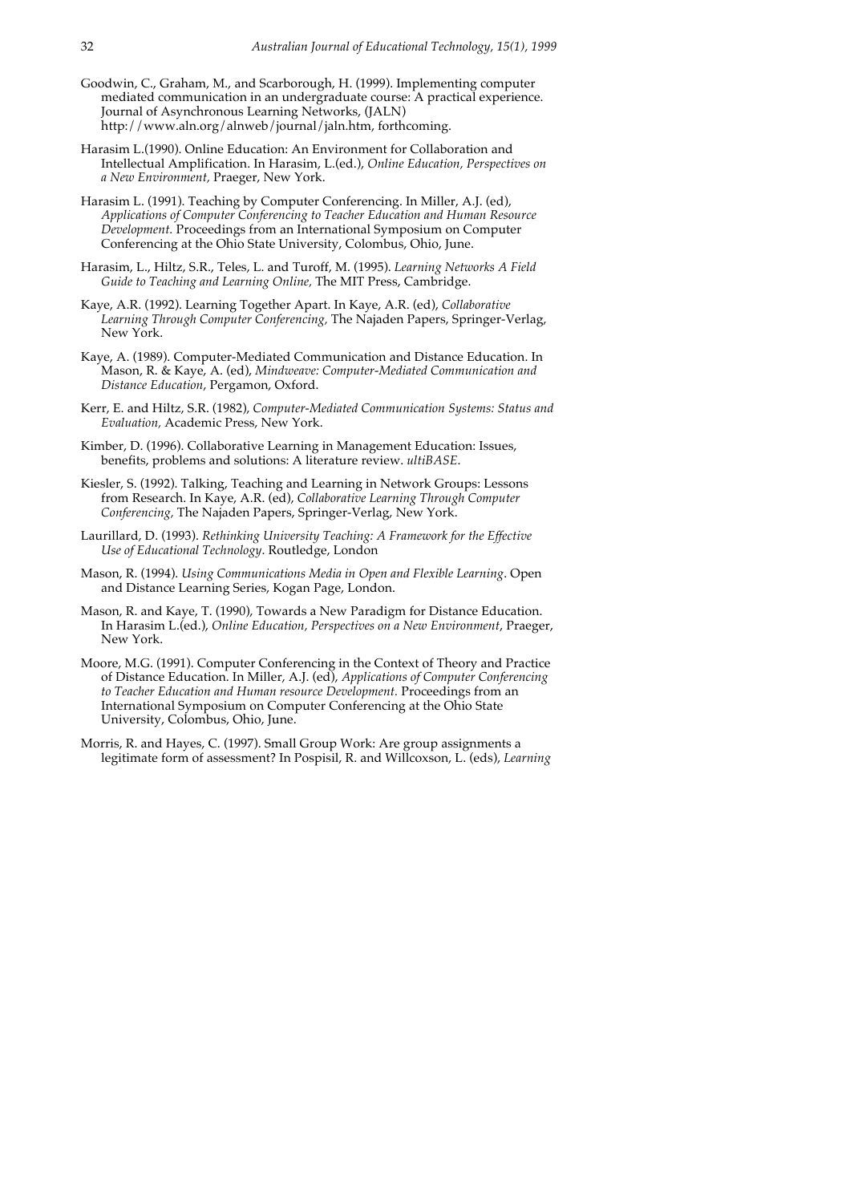Goodwin, C., Graham, M., and Scarborough, H. (1999). Implementing computer mediated communication in an undergraduate course: A practical experience. Journal of Asynchronous Learning Networks, (JALN) http://www.aln.org/alnweb/journal/jaln.htm, forthcoming.

Harasim L.(1990). Online Education: An Environment for Collaboration and Intellectual Amplification. In Harasim, L.(ed.), *Online Education, Perspectives on a New Environment,* Praeger, New York.

Harasim L. (1991). Teaching by Computer Conferencing. In Miller, A.J. (ed), *Applications of Computer Conferencing to Teacher Education and Human Resource Development.* Proceedings from an International Symposium on Computer Conferencing at the Ohio State University, Colombus, Ohio, June.

Harasim, L., Hiltz, S.R., Teles, L. and Turoff, M. (1995). *Learning Networks A Field Guide to Teaching and Learning Online,* The MIT Press, Cambridge.

Kaye, A.R. (1992). Learning Together Apart. In Kaye, A.R. (ed), *Collaborative Learning Through Computer Conferencing,* The Najaden Papers, Springer-Verlag, New York.

Kaye, A. (1989). Computer-Mediated Communication and Distance Education. In Mason, R. & Kaye, A. (ed), *Mindweave: Computer-Mediated Communication and Distance Education*, Pergamon, Oxford.

Kerr, E. and Hiltz, S.R. (1982), *Computer-Mediated Communication Systems: Status and Evaluation,* Academic Press, New York.

Kimber, D. (1996). Collaborative Learning in Management Education: Issues, benefits, problems and solutions: A literature review. *ultiBASE*.

Kiesler, S. (1992). Talking, Teaching and Learning in Network Groups: Lessons from Research. In Kaye, A.R. (ed), *Collaborative Learning Through Computer Conferencing,* The Najaden Papers, Springer-Verlag, New York.

Laurillard, D. (1993). *Rethinking University Teaching: A Framework for the Effective Use of Educational Technology*. Routledge, London

Mason, R. (1994). *Using Communications Media in Open and Flexible Learning*. Open and Distance Learning Series, Kogan Page, London.

Mason, R. and Kaye, T. (1990), Towards a New Paradigm for Distance Education. In Harasim L.(ed.), *Online Education, Perspectives on a New Environment*, Praeger, New York.

Moore, M.G. (1991). Computer Conferencing in the Context of Theory and Practice of Distance Education. In Miller, A.J. (ed), *Applications of Computer Conferencing to Teacher Education and Human resource Development.* Proceedings from an International Symposium on Computer Conferencing at the Ohio State University, Colombus, Ohio, June.

Morris, R. and Hayes, C. (1997). Small Group Work: Are group assignments a legitimate form of assessment? In Pospisil, R. and Willcoxson, L. (eds), *Learning*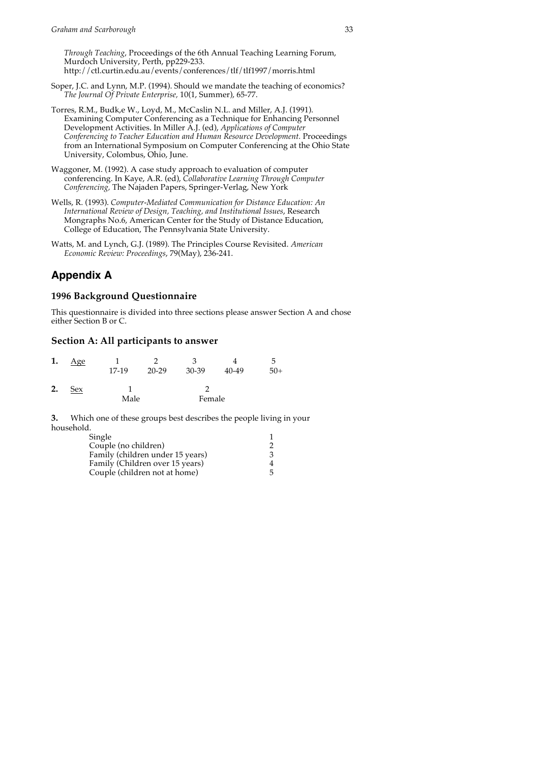*Through Teaching*, Proceedings of the 6th Annual Teaching Learning Forum, Murdoch University, Perth, pp229-233. http://ctl.curtin.edu.au/events/conferences/tlf/tlf1997/morris.html

Soper, J.C. and Lynn, M.P. (1994). Should we mandate the teaching of economics? *The Journal Of Private Enterprise*, 10(1, Summer), 65-77.

Torres, R.M., Budk,e W., Loyd, M., McCaslin N.L. and Miller, A.J. (1991). Examining Computer Conferencing as a Technique for Enhancing Personnel Development Activities. In Miller A.J. (ed), *Applications of Computer Conferencing to Teacher Education and Human Resource Development.* Proceedings from an International Symposium on Computer Conferencing at the Ohio State University, Colombus, Ohio, June.

Waggoner, M. (1992). A case study approach to evaluation of computer conferencing. In Kaye, A.R. (ed), *Collaborative Learning Through Computer Conferencing,* The Najaden Papers, Springer-Verlag, New York

Wells, R. (1993). *Computer-Mediated Communication for Distance Education: An International Review of Design, Teaching, and Institutional Issues*, Research Mongraphs No.6, American Center for the Study of Distance Education, College of Education, The Pennsylvania State University.

Watts, M. and Lynch, G.J. (1989). The Principles Course Revisited. *American Economic Review: Proceedings*, 79(May), 236-241.

## Appendix A

### 1996 Background Questionnaire

This questionnaire is divided into three sections please answer Section A and chose either Section B or C.

### Section A: All participants to answer

**1.** Age

| 1 | 2 | 3 | 4 | 5 |
|---|---|---|---|---|
| 17-19 | 20-29 | 30-39 | 40-49 | 50+ |

**2.** Sex

| 1 | 2 |
|---|---|
| Male | Female |

**3.** Which one of these groups best describes the people living in your household.

| | |
|---|---|
| Single | 1 |
| Couple (no children) | 2 |
| Family (children under 15 years) | 3 |
| Family (Children over 15 years) | 4 |
| Couple (children not at home) | 5 |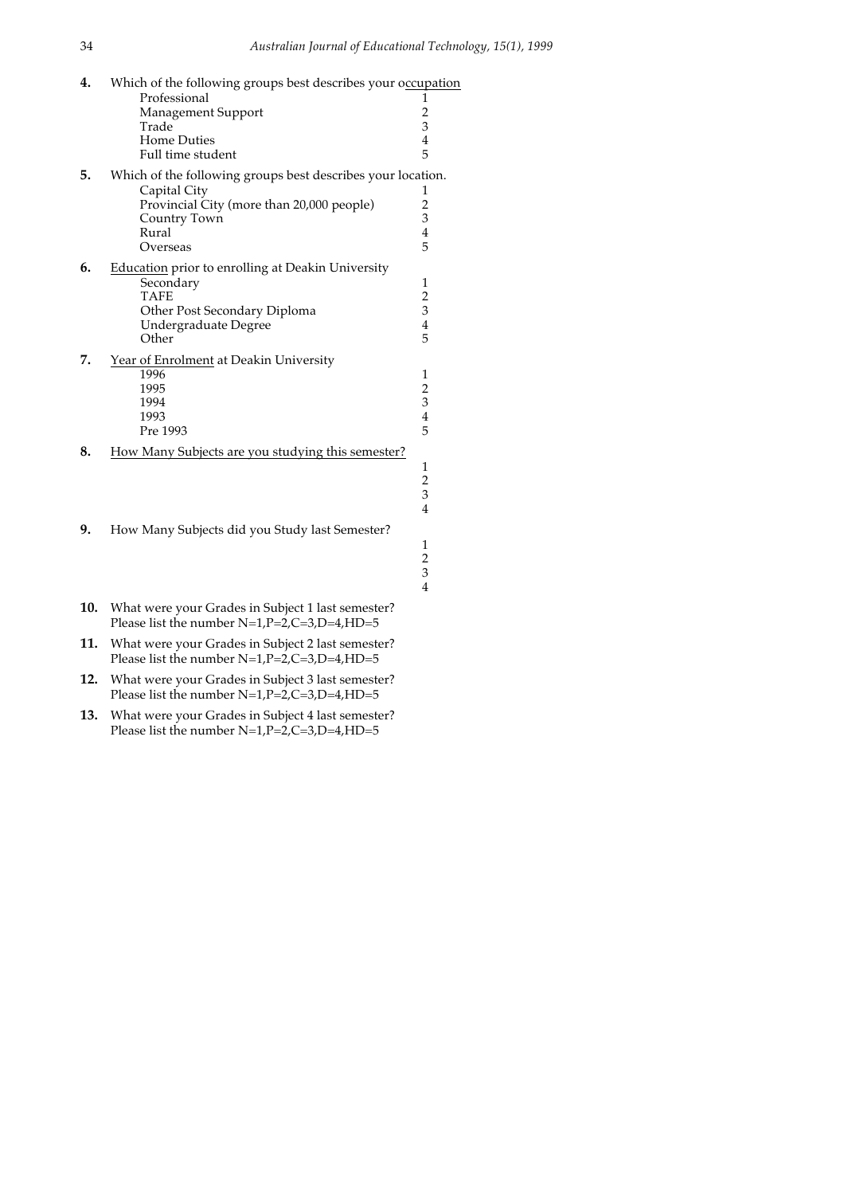**4.** Which of the following groups best describes your <u>occupation</u>

| | |
|---|---|
| Professional | 1 |
| Management Support | 2 |
| Trade | 3 |
| Home Duties | 4 |
| Full time student | 5 |

**5.** Which of the following groups best describes your location.

| | |
|---|---|
| Capital City | 1 |
| Provincial City (more than 20,000 people) | 2 |
| Country Town | 3 |
| Rural | 4 |
| Overseas | 5 |

**6.** <u>Education</u> prior to enrolling at Deakin University

| | |
|---|---|
| Secondary | 1 |
| TAFE | 2 |
| Other Post Secondary Diploma | 3 |
| Undergraduate Degree | 4 |
| Other | 5 |

**7.** <u>Year of Enrolment</u> at Deakin University

| | |
|---|---|
| 1996 | 1 |
| 1995 | 2 |
| 1994 | 3 |
| 1993 | 4 |
| Pre 1993 | 5 |

**8.** <u>How Many Subjects are you studying this semester?</u>

1
2
3
4

**9.** How Many Subjects did you Study last Semester?

1
2
3
4

**10.** What were your Grades in Subject 1 last semester?
Please list the number N=1,P=2,C=3,D=4,HD=5

**11.** What were your Grades in Subject 2 last semester?
Please list the number N=1,P=2,C=3,D=4,HD=5

**12.** What were your Grades in Subject 3 last semester?
Please list the number N=1,P=2,C=3,D=4,HD=5

**13.** What were your Grades in Subject 4 last semester?
Please list the number N=1,P=2,C=3,D=4,HD=5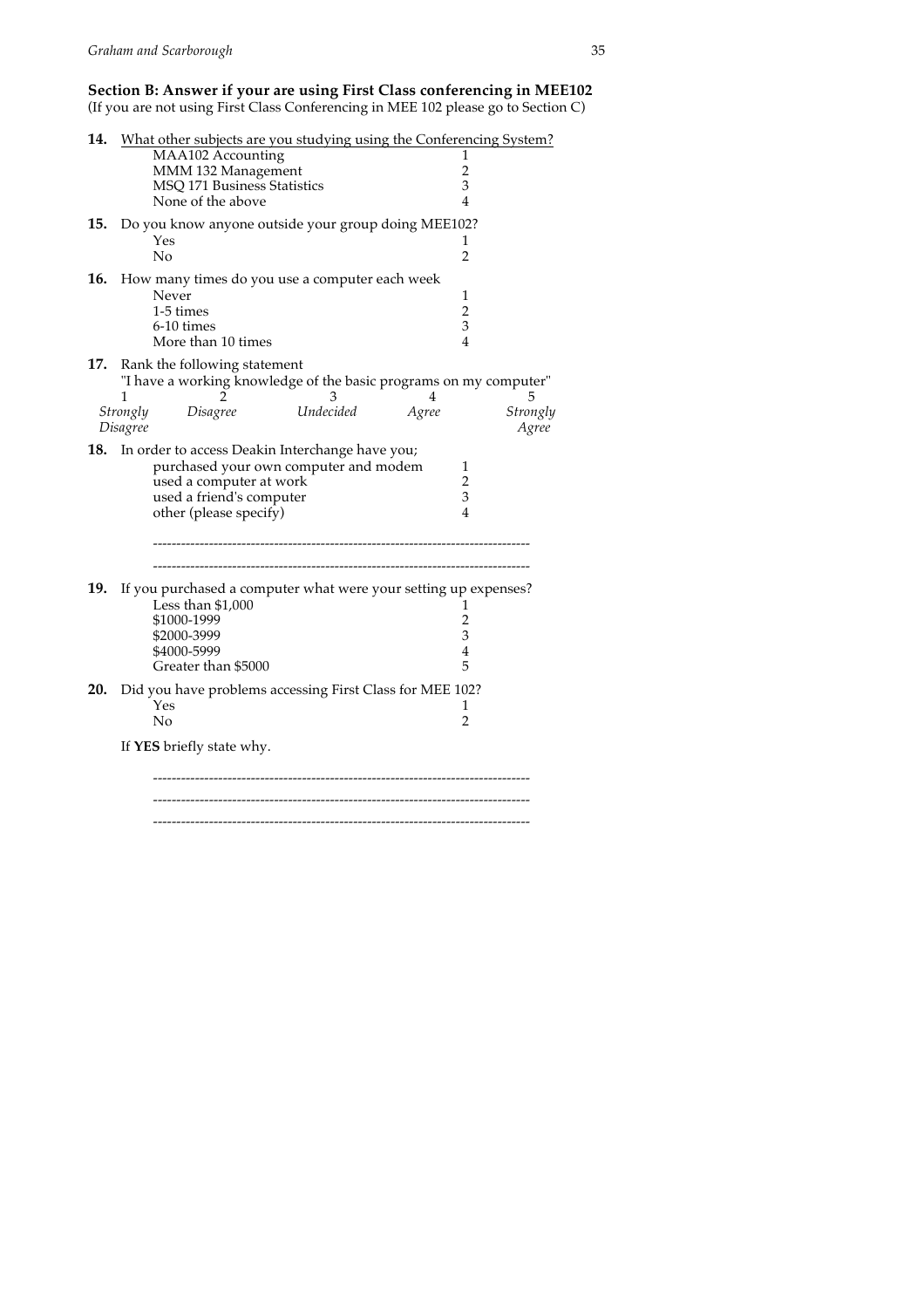**Section B: Answer if your are using First Class conferencing in MEE102**
(If you are not using First Class Conferencing in MEE 102 please go to Section C)

**14.** <u>What other subjects are you studying using the Conferencing System?</u>

| | |
|---|---|
| MAA102 Accounting | 1 |
| MMM 132 Management | 2 |
| MSQ 171 Business Statistics | 3 |
| None of the above | 4 |

**15.** Do you know anyone outside your group doing MEE102?

| | |
|---|---|
| Yes | 1 |
| No | 2 |

**16.** How many times do you use a computer each week

| | |
|---|---|
| Never | 1 |
| 1-5 times | 2 |
| 6-10 times | 3 |
| More than 10 times | 4 |

**17.** Rank the following statement
"I have a working knowledge of the basic programs on my computer"

| 1 | 2 | 3 | 4 | 5 |
|---|---|---|---|---|
| *Strongly Disagree* | *Disagree* | *Undecided* | *Agree* | *Strongly Agree* |

**18.** In order to access Deakin Interchange have you;

| | |
|---|---|
| purchased your own computer and modem | 1 |
| used a computer at work | 2 |
| used a friend's computer | 3 |
| other (please specify) | 4 |

--------------------------------------------------------------------------------

--------------------------------------------------------------------------------

**19.** If you purchased a computer what were your setting up expenses?

| | |
|---|---|
| Less than $1,000 | 1 |
| $1000-1999 | 2 |
| $2000-3999 | 3 |
| $4000-5999 | 4 |
| Greater than $5000 | 5 |

**20.** Did you have problems accessing First Class for MEE 102?

| | |
|---|---|
| Yes | 1 |
| No | 2 |

If **YES** briefly state why.

--------------------------------------------------------------------------------

--------------------------------------------------------------------------------

--------------------------------------------------------------------------------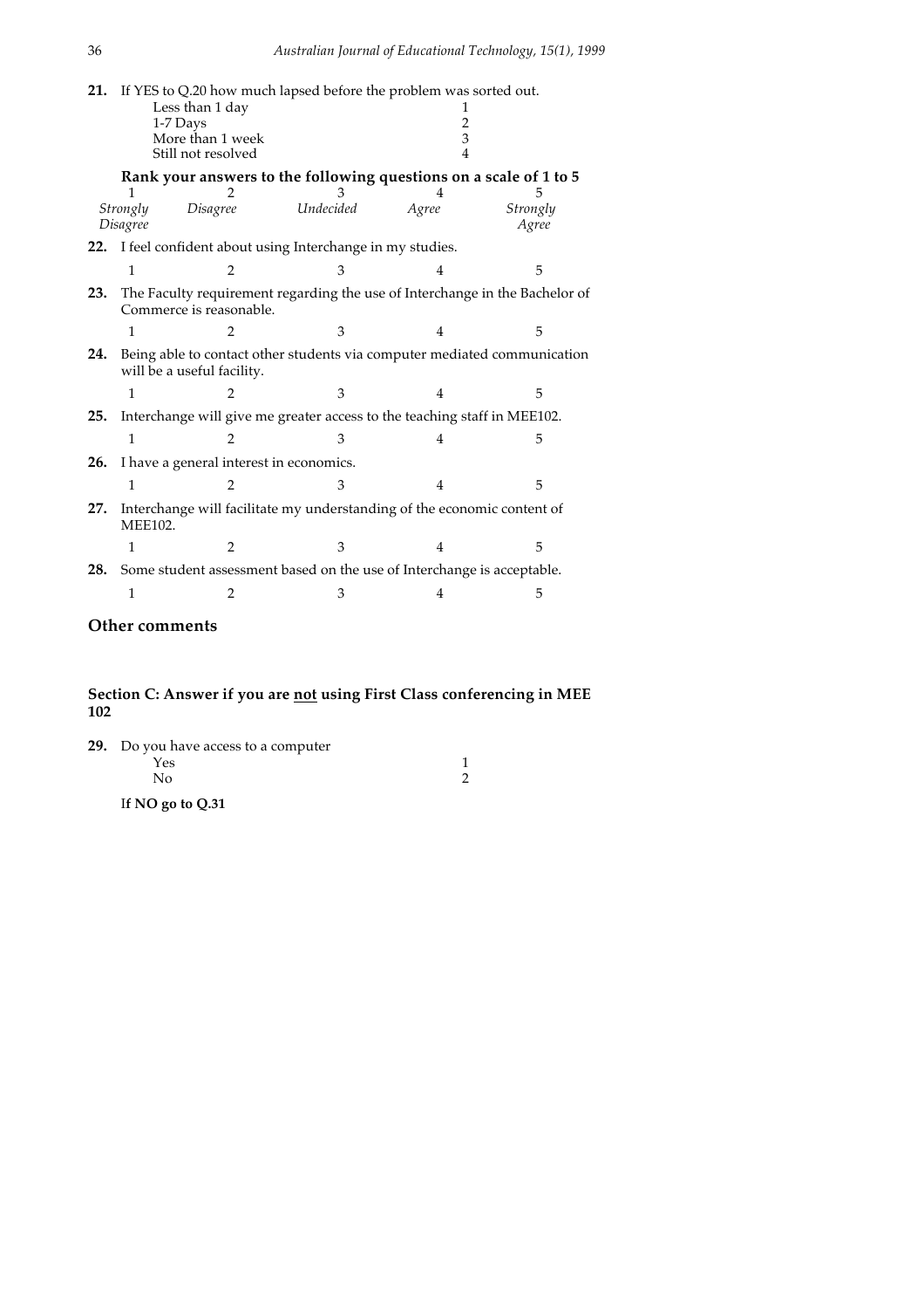**21.** If YES to Q.20 how much lapsed before the problem was sorted out.

| | |
|---|---|
| Less than 1 day | 1 |
| 1-7 Days | 2 |
| More than 1 week | 3 |
| Still not resolved | 4 |

**Rank your answers to the following questions on a scale of 1 to 5**

| 1 | 2 | 3 | 4 | 5 |
|---|---|---|---|---|
| *Strongly Disagree* | *Disagree* | *Undecided* | *Agree* | *Strongly Agree* |

**22.** I feel confident about using Interchange in my studies.

1 2 3 4 5

**23.** The Faculty requirement regarding the use of Interchange in the Bachelor of Commerce is reasonable.

1 2 3 4 5

**24.** Being able to contact other students via computer mediated communication will be a useful facility.

1 2 3 4 5

**25.** Interchange will give me greater access to the teaching staff in MEE102.

1 2 3 4 5

**26.** I have a general interest in economics.

1 2 3 4 5

**27.** Interchange will facilitate my understanding of the economic content of MEE102.

1 2 3 4 5

**28.** Some student assessment based on the use of Interchange is acceptable.

1 2 3 4 5

## Other comments

## Section C: Answer if you are <u>not</u> using First Class conferencing in MEE 102

**29.** Do you have access to a computer

| | |
|---|---|
| Yes | 1 |
| No | 2 |

**If NO go to Q.31**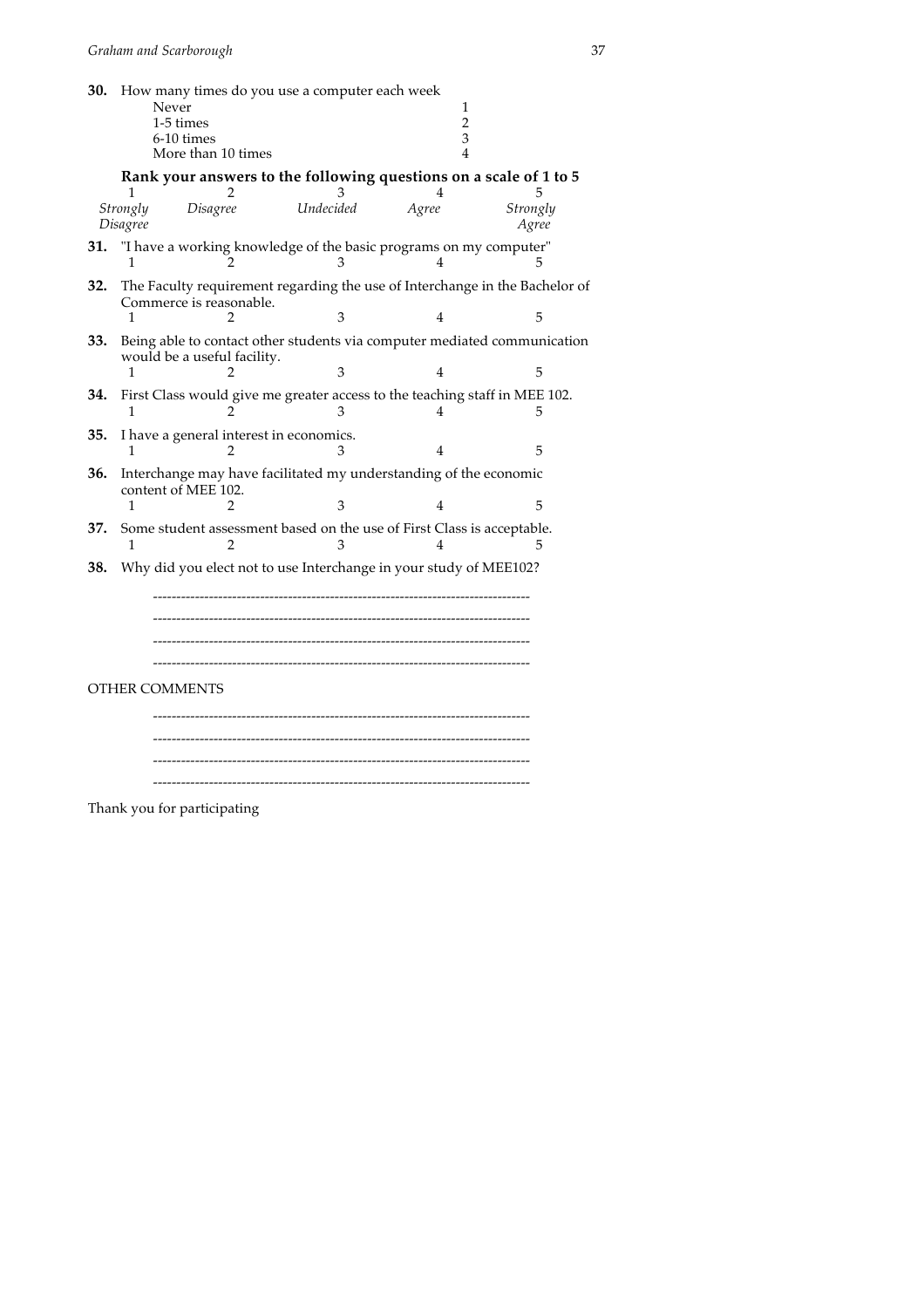**30.** How many times do you use a computer each week

| | |
|---|---|
| Never | 1 |
| 1-5 times | 2 |
| 6-10 times | 3 |
| More than 10 times | 4 |

**Rank your answers to the following questions on a scale of 1 to 5**

| 1 | 2 | 3 | 4 | 5 |
|---|---|---|---|---|
| *Strongly Disagree* | *Disagree* | *Undecided* | *Agree* | *Strongly Agree* |

**31.** "I have a working knowledge of the basic programs on my computer"

1 2 3 4 5

**32.** The Faculty requirement regarding the use of Interchange in the Bachelor of Commerce is reasonable.

1 2 3 4 5

**33.** Being able to contact other students via computer mediated communication would be a useful facility.

1 2 3 4 5

**34.** First Class would give me greater access to the teaching staff in MEE 102.

1 2 3 4 5

**35.** I have a general interest in economics.

1 2 3 4 5

**36.** Interchange may have facilitated my understanding of the economic content of MEE 102.

1 2 3 4 5

**37.** Some student assessment based on the use of First Class is acceptable.

1 2 3 4 5

**38.** Why did you elect not to use Interchange in your study of MEE102?

--------------------------------------------------------------------------------

--------------------------------------------------------------------------------

--------------------------------------------------------------------------------

--------------------------------------------------------------------------------

OTHER COMMENTS

--------------------------------------------------------------------------------

--------------------------------------------------------------------------------

--------------------------------------------------------------------------------

--------------------------------------------------------------------------------

Thank you for participating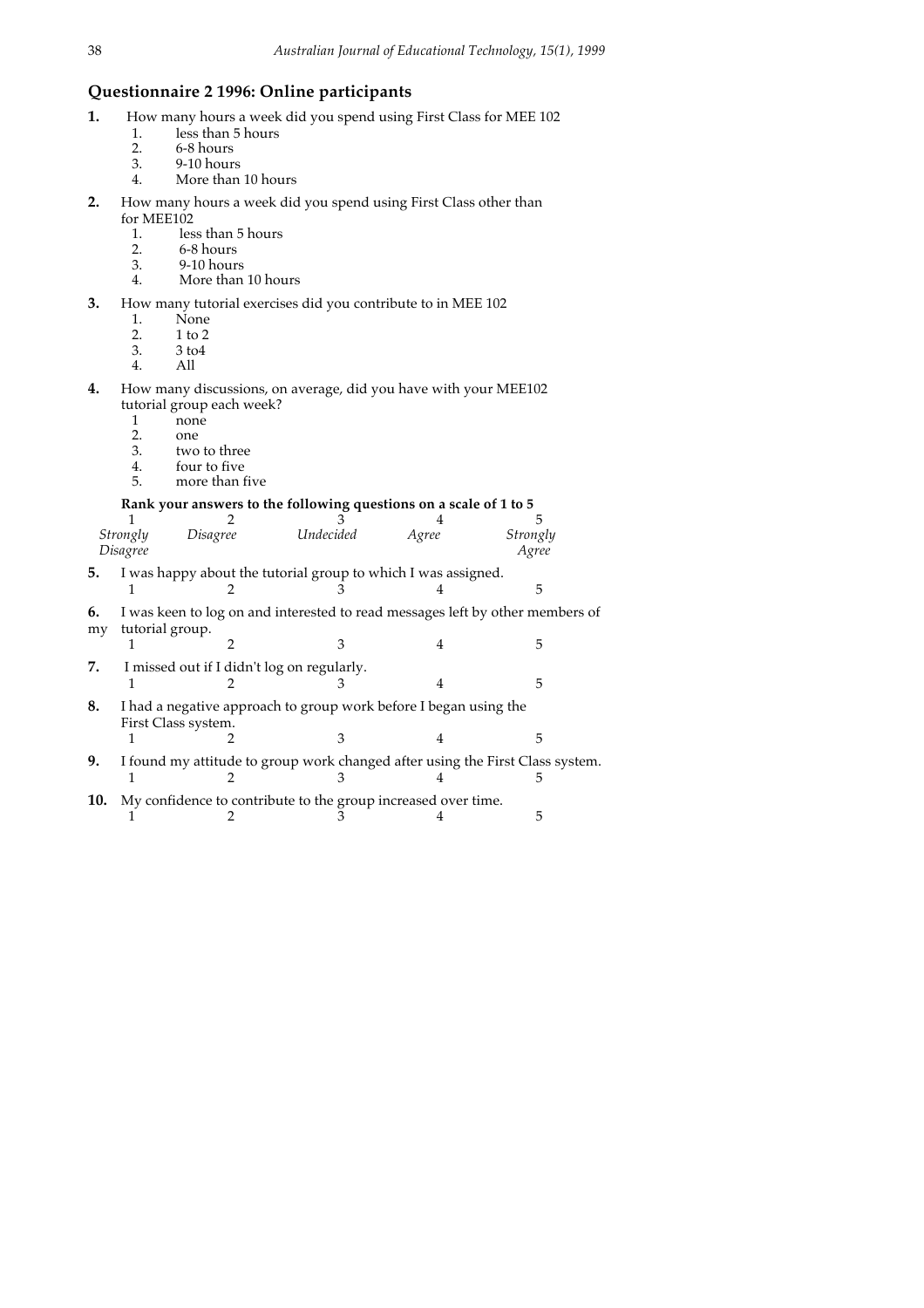## Questionnaire 2 1996: Online participants

**1.** How many hours a week did you spend using First Class for MEE 102

1. less than 5 hours
2. 6-8 hours
3. 9-10 hours
4. More than 10 hours

**2.** How many hours a week did you spend using First Class other than for MEE102

1. less than 5 hours
2. 6-8 hours
3. 9-10 hours
4. More than 10 hours

**3.** How many tutorial exercises did you contribute to in MEE 102

1. None
2. 1 to 2
3. 3 to4
4. All

**4.** How many discussions, on average, did you have with your MEE102 tutorial group each week?

1. none
2. one
3. two to three
4. four to five
5. more than five

**Rank your answers to the following questions on a scale of 1 to 5**

| 1 | 2 | 3 | 4 | 5 |
|---|---|---|---|---|
| *Strongly Disagree* | *Disagree* | *Undecided* | *Agree* | *Strongly Agree* |

**5.** I was happy about the tutorial group to which I was assigned.

1 2 3 4 5

**6.** I was keen to log on and interested to read messages left by other members of my tutorial group.

1 2 3 4 5

**7.** I missed out if I didn't log on regularly.

1 2 3 4 5

**8.** I had a negative approach to group work before I began using the First Class system.

1 2 3 4 5

**9.** I found my attitude to group work changed after using the First Class system.

1 2 3 4 5

**10.** My confidence to contribute to the group increased over time.

1 2 3 4 5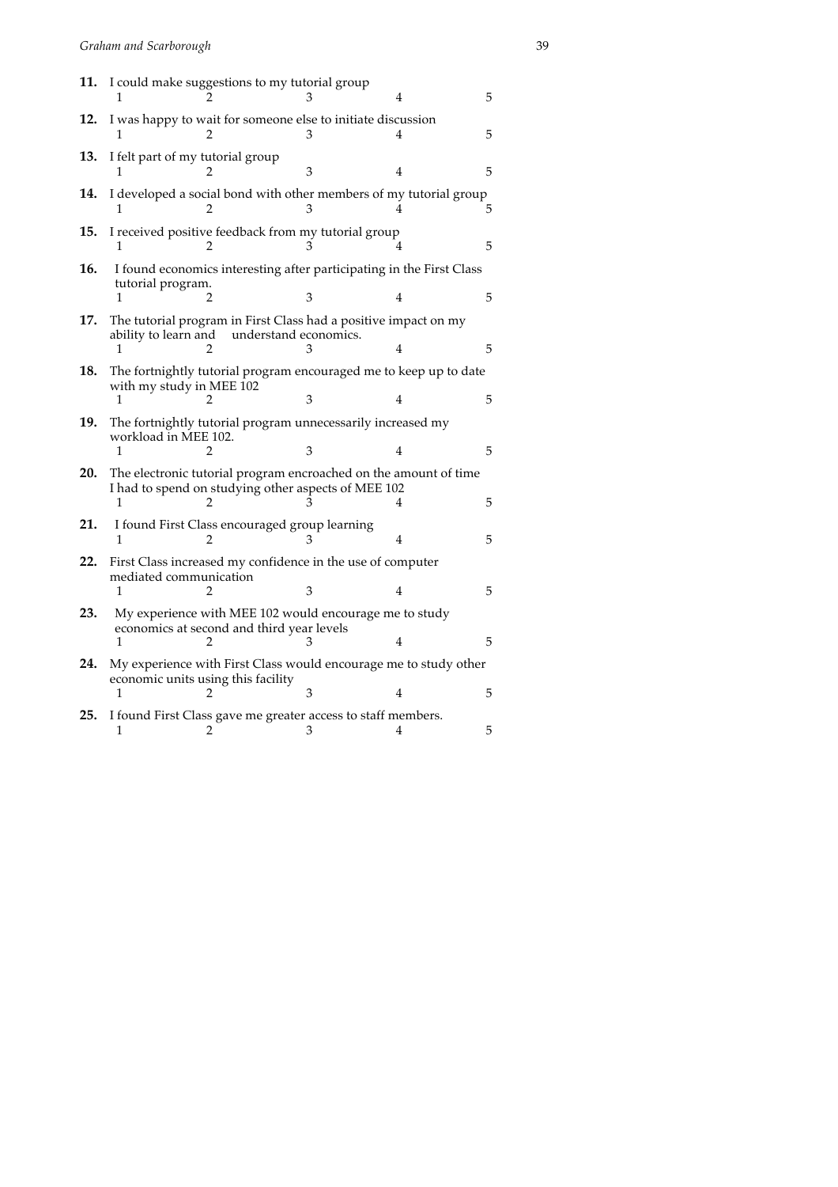**11.** I could make suggestions to my tutorial group

1 2 3 4 5

**12.** I was happy to wait for someone else to initiate discussion

1 2 3 4 5

**13.** I felt part of my tutorial group

1 2 3 4 5

**14.** I developed a social bond with other members of my tutorial group

1 2 3 4 5

**15.** I received positive feedback from my tutorial group

1 2 3 4 5

**16.** I found economics interesting after participating in the First Class tutorial program.

1 2 3 4 5

**17.** The tutorial program in First Class had a positive impact on my ability to learn and understand economics.

1 2 3 4 5

**18.** The fortnightly tutorial program encouraged me to keep up to date with my study in MEE 102

1 2 3 4 5

**19.** The fortnightly tutorial program unnecessarily increased my workload in MEE 102.

1 2 3 4 5

**20.** The electronic tutorial program encroached on the amount of time I had to spend on studying other aspects of MEE 102

1 2 3 4 5

**21.** I found First Class encouraged group learning

1 2 3 4 5

**22.** First Class increased my confidence in the use of computer mediated communication

1 2 3 4 5

**23.** My experience with MEE 102 would encourage me to study economics at second and third year levels

1 2 3 4 5

**24.** My experience with First Class would encourage me to study other economic units using this facility

1 2 3 4 5

**25.** I found First Class gave me greater access to staff members.

1 2 3 4 5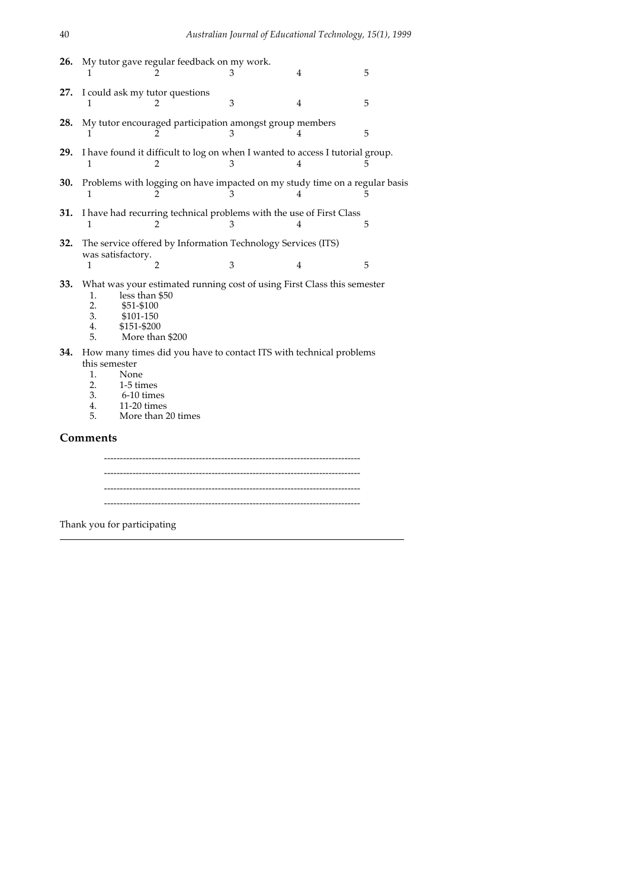**26.** My tutor gave regular feedback on my work.

1 2 3 4 5

**27.** I could ask my tutor questions

1 2 3 4 5

**28.** My tutor encouraged participation amongst group members

1 2 3 4 5

**29.** I have found it difficult to log on when I wanted to access I tutorial group.

1 2 3 4 5

**30.** Problems with logging on have impacted on my study time on a regular basis

1 2 3 4 5

**31.** I have had recurring technical problems with the use of First Class

1 2 3 4 5

**32.** The service offered by Information Technology Services (ITS) was satisfactory.

1 2 3 4 5

**33.** What was your estimated running cost of using First Class this semester

1. less than $50
2. $51-$100
3. $101-150
4. $151-$200
5. More than $200

**34.** How many times did you have to contact ITS with technical problems this semester

1. None
2. 1-5 times
3. 6-10 times
4. 11-20 times
5. More than 20 times

## Comments

--------------------------------------------------------------------------------

--------------------------------------------------------------------------------

--------------------------------------------------------------------------------

--------------------------------------------------------------------------------

Thank you for participating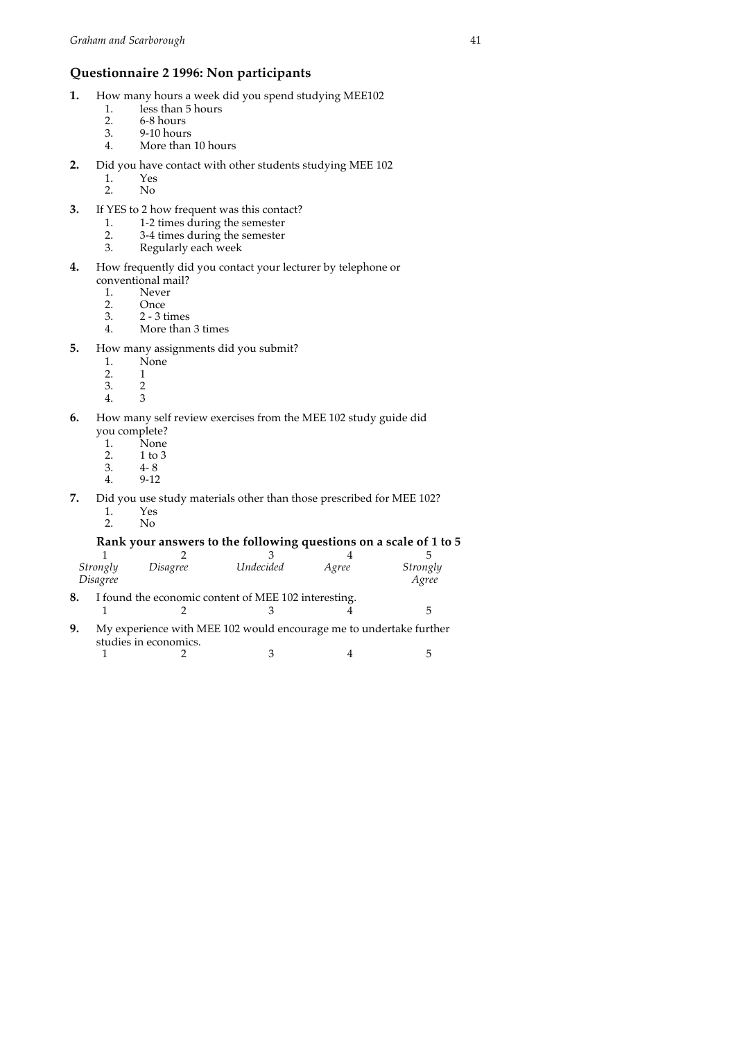## Questionnaire 2 1996: Non participants

**1.** How many hours a week did you spend studying MEE102

1. less than 5 hours
2. 6-8 hours
3. 9-10 hours
4. More than 10 hours

**2.** Did you have contact with other students studying MEE 102

1. Yes
2. No

**3.** If YES to 2 how frequent was this contact?

1. 1-2 times during the semester
2. 3-4 times during the semester
3. Regularly each week

**4.** How frequently did you contact your lecturer by telephone or conventional mail?

1. Never
2. Once
3. 2 - 3 times
4. More than 3 times

**5.** How many assignments did you submit?

1. None
2. 1
3. 2
4. 3

**6.** How many self review exercises from the MEE 102 study guide did you complete?

1. None
2. 1 to 3
3. 4- 8
4. 9-12

**7.** Did you use study materials other than those prescribed for MEE 102?

1. Yes
2. No

**Rank your answers to the following questions on a scale of 1 to 5**

| 1 | 2 | 3 | 4 | 5 |
|---|---|---|---|---|
| *Strongly Disagree* | *Disagree* | *Undecided* | *Agree* | *Strongly Agree* |

**8.** I found the economic content of MEE 102 interesting.

1 2 3 4 5

**9.** My experience with MEE 102 would encourage me to undertake further studies in economics.

1 2 3 4 5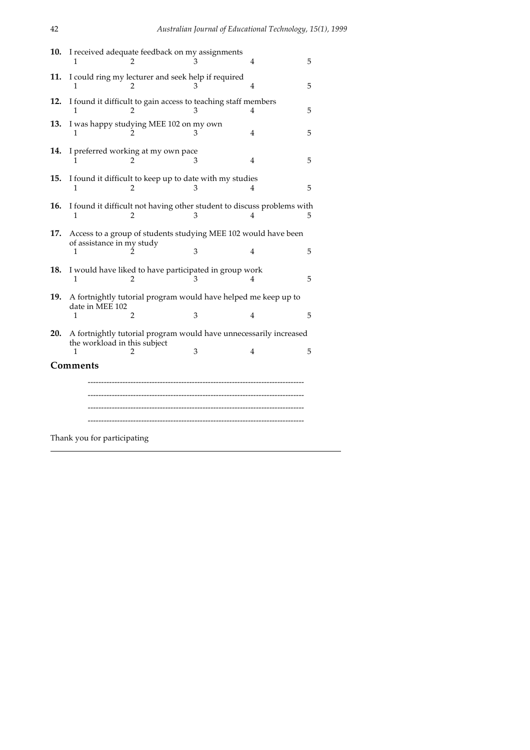**10.** I received adequate feedback on my assignments

1 2 3 4 5

**11.** I could ring my lecturer and seek help if required

1 2 3 4 5

**12.** I found it difficult to gain access to teaching staff members

1 2 3 4 5

**13.** I was happy studying MEE 102 on my own

1 2 3 4 5

**14.** I preferred working at my own pace

1 2 3 4 5

**15.** I found it difficult to keep up to date with my studies

1 2 3 4 5

**16.** I found it difficult not having other student to discuss problems with

1 2 3 4 5

**17.** Access to a group of students studying MEE 102 would have been of assistance in my study

1 2 3 4 5

**18.** I would have liked to have participated in group work

1 2 3 4 5

**19.** A fortnightly tutorial program would have helped me keep up to date in MEE 102

1 2 3 4 5

**20.** A fortnightly tutorial program would have unnecessarily increased the workload in this subject

1 2 3 4 5

## Comments

--------------------------------------------------------------------------------

--------------------------------------------------------------------------------

--------------------------------------------------------------------------------

--------------------------------------------------------------------------------

Thank you for participating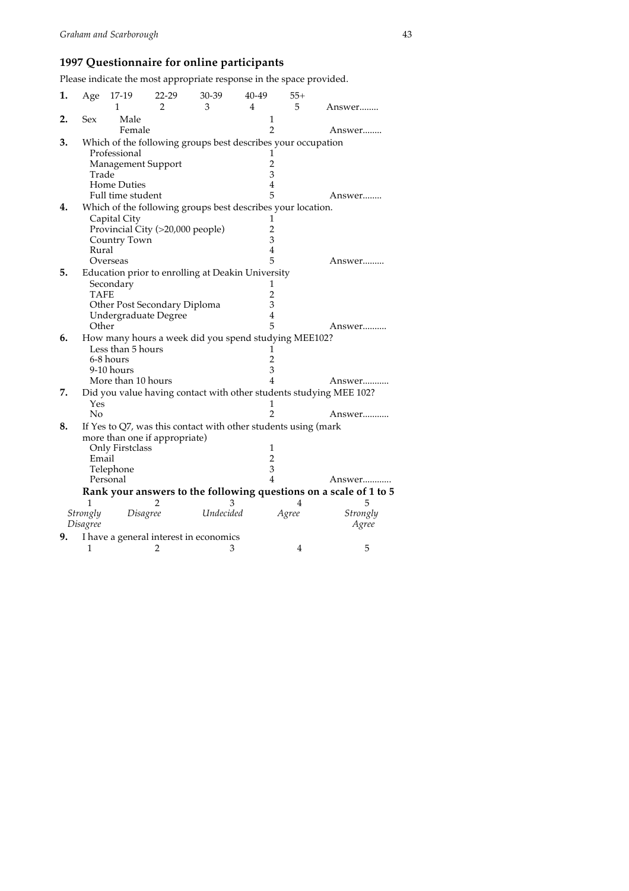## 1997 Questionnaire for online participants

Please indicate the most appropriate response in the space provided.

**1.** Age

| 17-19 | 22-29 | 30-39 | 40-49 | 55+ | |
|---|---|---|---|---|---|
| 1 | 2 | 3 | 4 | 5 | Answer........ |

**2.** Sex

| | | |
|---|---|---|
| Male | 1 | |
| Female | 2 | Answer........ |

**3.** Which of the following groups best describes your occupation

| | | |
|---|---|---|
| Professional | 1 | |
| Management Support | 2 | |
| Trade | 3 | |
| Home Duties | 4 | |
| Full time student | 5 | Answer........ |

**4.** Which of the following groups best describes your location.

| | | |
|---|---|---|
| Capital City | 1 | |
| Provincial City (>20,000 people) | 2 | |
| Country Town | 3 | |
| Rural | 4 | |
| Overseas | 5 | Answer......... |

**5.** Education prior to enrolling at Deakin University

| | | |
|---|---|---|
| Secondary | 1 | |
| TAFE | 2 | |
| Other Post Secondary Diploma | 3 | |
| Undergraduate Degree | 4 | |
| Other | 5 | Answer.......... |

**6.** How many hours a week did you spend studying MEE102?

| | | |
|---|---|---|
| Less than 5 hours | 1 | |
| 6-8 hours | 2 | |
| 9-10 hours | 3 | |
| More than 10 hours | 4 | Answer........... |

**7.** Did you value having contact with other students studying MEE 102?

| | | |
|---|---|---|
| Yes | 1 | |
| No | 2 | Answer........... |

**8.** If Yes to Q7, was this contact with other students using (mark more than one if appropriate)

| | | |
|---|---|---|
| Only Firstclass | 1 | |
| Email | 2 | |
| Telephone | 3 | |
| Personal | 4 | Answer............ |

**Rank your answers to the following questions on a scale of 1 to 5**

| 1 | 2 | 3 | 4 | 5 |
|---|---|---|---|---|
| *Strongly Disagree* | *Disagree* | *Undecided* | *Agree* | *Strongly Agree* |

**9.** I have a general interest in economics

| 1 | 2 | 3 | 4 | 5 |
|---|---|---|---|---|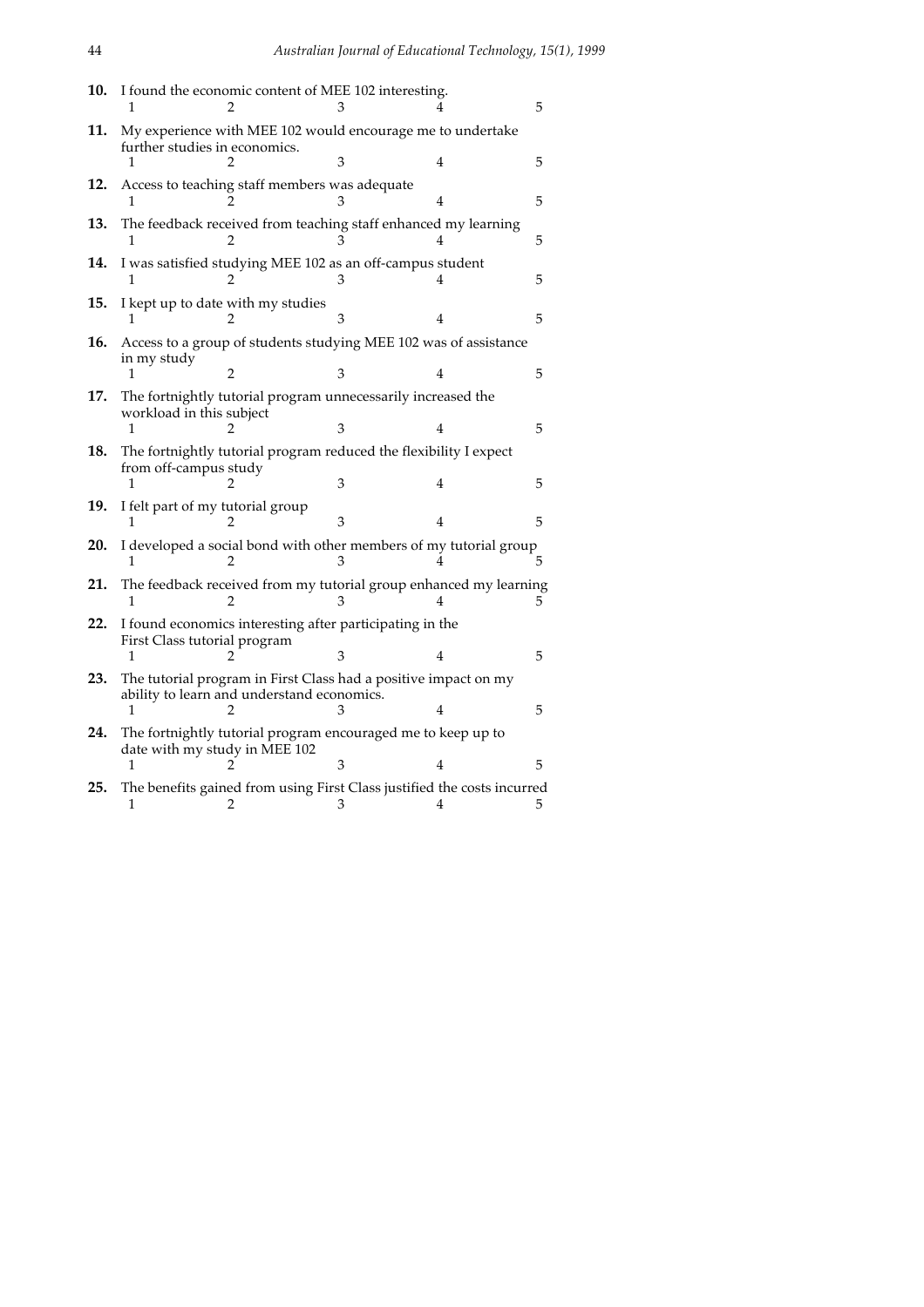**10.** I found the economic content of MEE 102 interesting.

1 2 3 4 5

**11.** My experience with MEE 102 would encourage me to undertake further studies in economics.

1 2 3 4 5

**12.** Access to teaching staff members was adequate

1 2 3 4 5

**13.** The feedback received from teaching staff enhanced my learning

1 2 3 4 5

**14.** I was satisfied studying MEE 102 as an off-campus student

1 2 3 4 5

**15.** I kept up to date with my studies

1 2 3 4 5

**16.** Access to a group of students studying MEE 102 was of assistance in my study

1 2 3 4 5

**17.** The fortnightly tutorial program unnecessarily increased the workload in this subject

1 2 3 4 5

**18.** The fortnightly tutorial program reduced the flexibility I expect from off-campus study

1 2 3 4 5

**19.** I felt part of my tutorial group

1 2 3 4 5

**20.** I developed a social bond with other members of my tutorial group

1 2 3 4 5

**21.** The feedback received from my tutorial group enhanced my learning

1 2 3 4 5

**22.** I found economics interesting after participating in the First Class tutorial program

1 2 3 4 5

**23.** The tutorial program in First Class had a positive impact on my ability to learn and understand economics.

1 2 3 4 5

**24.** The fortnightly tutorial program encouraged me to keep up to date with my study in MEE 102

1 2 3 4 5

**25.** The benefits gained from using First Class justified the costs incurred

1 2 3 4 5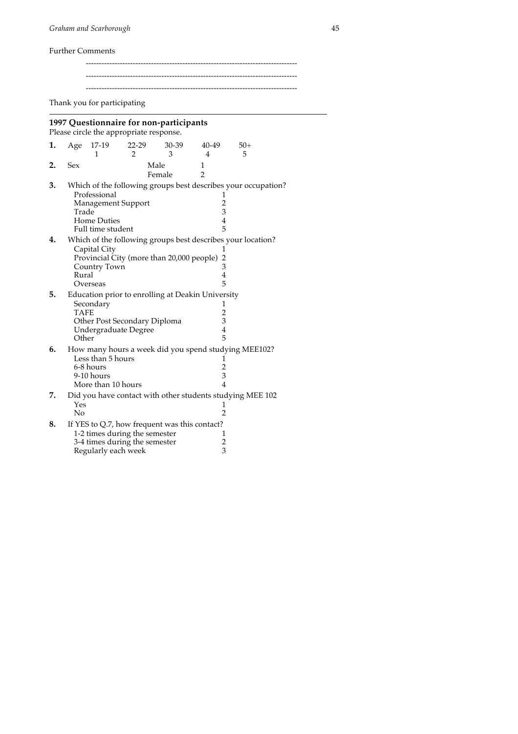Further Comments

--------------------------------------------------------------------------------

--------------------------------------------------------------------------------

--------------------------------------------------------------------------------

Thank you for participating

---

**1997 Questionnaire for non-participants**

Please circle the appropriate response.

**1.** Age

| 17-19 | 22-29 | 30-39 | 40-49 | 50+ |
|---|---|---|---|---|
| 1 | 2 | 3 | 4 | 5 |

**2.** Sex

| | |
|---|---|
| Male | 1 |
| Female | 2 |

**3.** Which of the following groups best describes your occupation?

| | |
|---|---|
| Professional | 1 |
| Management Support | 2 |
| Trade | 3 |
| Home Duties | 4 |
| Full time student | 5 |

**4.** Which of the following groups best describes your location?

| | |
|---|---|
| Capital City | 1 |
| Provincial City (more than 20,000 people) | 2 |
| Country Town | 3 |
| Rural | 4 |
| Overseas | 5 |

**5.** Education prior to enrolling at Deakin University

| | |
|---|---|
| Secondary | 1 |
| TAFE | 2 |
| Other Post Secondary Diploma | 3 |
| Undergraduate Degree | 4 |
| Other | 5 |

**6.** How many hours a week did you spend studying MEE102?

| | |
|---|---|
| Less than 5 hours | 1 |
| 6-8 hours | 2 |
| 9-10 hours | 3 |
| More than 10 hours | 4 |

**7.** Did you have contact with other students studying MEE 102

| | |
|---|---|
| Yes | 1 |
| No | 2 |

**8.** If YES to Q.7, how frequent was this contact?

| | |
|---|---|
| 1-2 times during the semester | 1 |
| 3-4 times during the semester | 2 |
| Regularly each week | 3 |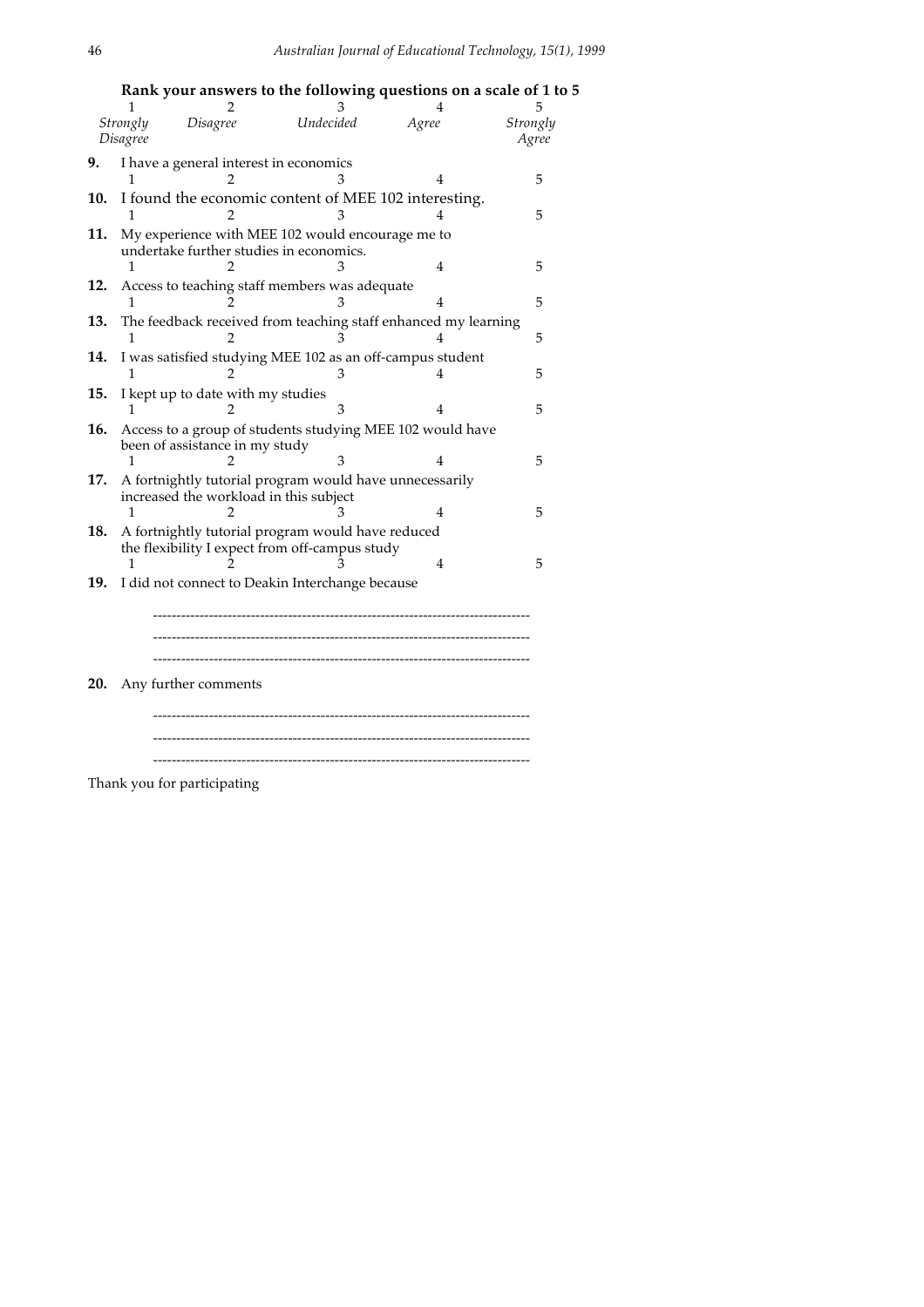**Rank your answers to the following questions on a scale of 1 to 5**

| 1 | 2 | 3 | 4 | 5 |
|---|---|---|---|---|
| *Strongly Disagree* | *Disagree* | *Undecided* | *Agree* | *Strongly Agree* |

**9.** I have a general interest in economics

1 2 3 4 5

**10.** I found the economic content of MEE 102 interesting.

1 2 3 4 5

**11.** My experience with MEE 102 would encourage me to undertake further studies in economics.

1 2 3 4 5

**12.** Access to teaching staff members was adequate

1 2 3 4 5

**13.** The feedback received from teaching staff enhanced my learning

1 2 3 4 5

**14.** I was satisfied studying MEE 102 as an off-campus student

1 2 3 4 5

**15.** I kept up to date with my studies

1 2 3 4 5

**16.** Access to a group of students studying MEE 102 would have been of assistance in my study

1 2 3 4 5

**17.** A fortnightly tutorial program would have unnecessarily increased the workload in this subject

1 2 3 4 5

**18.** A fortnightly tutorial program would have reduced the flexibility I expect from off-campus study

1 2 3 4 5

**19.** I did not connect to Deakin Interchange because

--------------------------------------------------------------------------------

--------------------------------------------------------------------------------

--------------------------------------------------------------------------------

**20.** Any further comments

--------------------------------------------------------------------------------

--------------------------------------------------------------------------------

--------------------------------------------------------------------------------

Thank you for participating